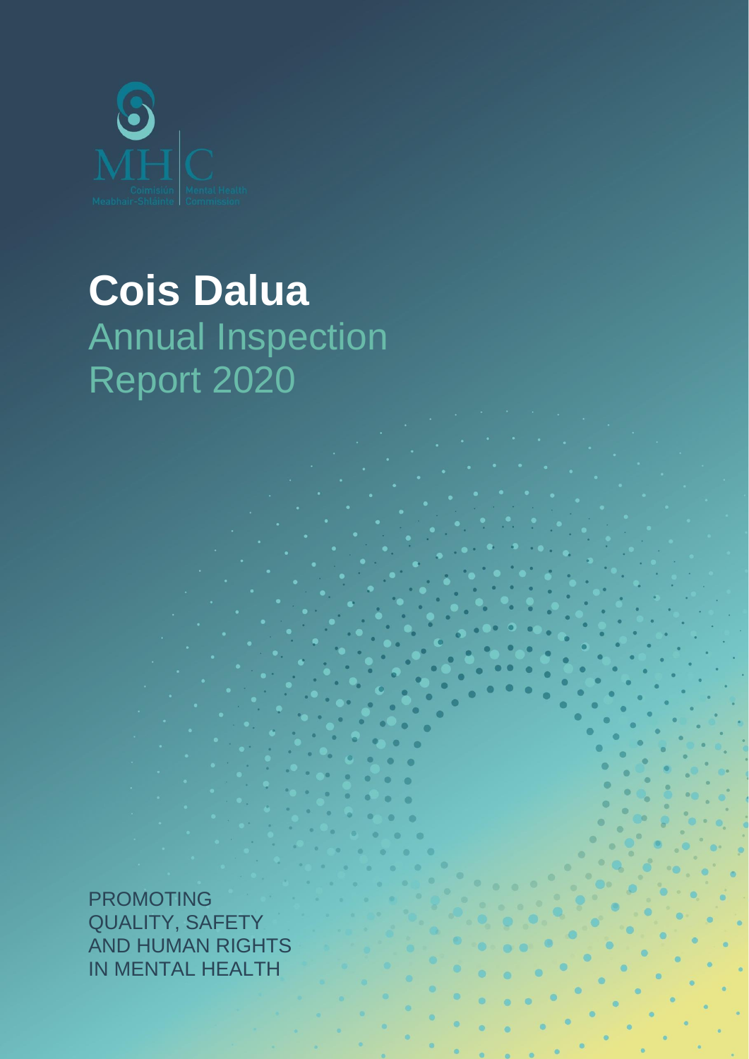MHC

Coimisiún Meabhair-Shláinte | Mental Health Commission

# Cois Dalua

## Annual Inspection Report 2020

PROMOTING QUALITY, SAFETY AND HUMAN RIGHTS IN MENTAL HEALTH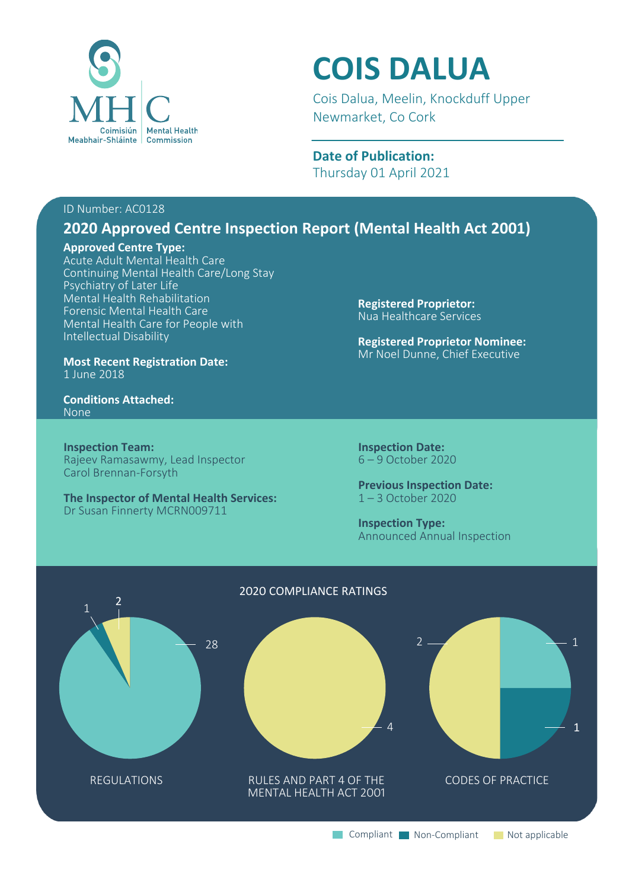Coimisiún Meabhair-Shláinte | Mental Health Commission

# COIS DALUA

Cois Dalua, Meelin, Knockduff Upper
Newmarket, Co Cork

**Date of Publication:**
Thursday 01 April 2021

ID Number: AC0128

## 2020 Approved Centre Inspection Report (Mental Health Act 2001)

**Approved Centre Type:**
Acute Adult Mental Health Care
Continuing Mental Health Care/Long Stay
Psychiatry of Later Life
Mental Health Rehabilitation
Forensic Mental Health Care
Mental Health Care for People with Intellectual Disability

**Most Recent Registration Date:**
1 June 2018

**Conditions Attached:**
None

**Registered Proprietor:**
Nua Healthcare Services

**Registered Proprietor Nominee:**
Mr Noel Dunne, Chief Executive

**Inspection Team:**
Rajeev Ramasawmy, Lead Inspector
Carol Brennan-Forsyth

**The Inspector of Mental Health Services:**
Dr Susan Finnerty MCRN009711

**Inspection Date:**
6 – 9 October 2020

**Previous Inspection Date:**
1 – 3 October 2020

**Inspection Type:**
Announced Annual Inspection

### 2020 COMPLIANCE RATINGS

| | Compliant | Non-Compliant | Not applicable |
|---|---|---|---|
| REGULATIONS | 28 | 1 | 2 |
| RULES AND PART 4 OF THE MENTAL HEALTH ACT 2001 | | | 4 |
| CODES OF PRACTICE | 1 | 1 | 2 |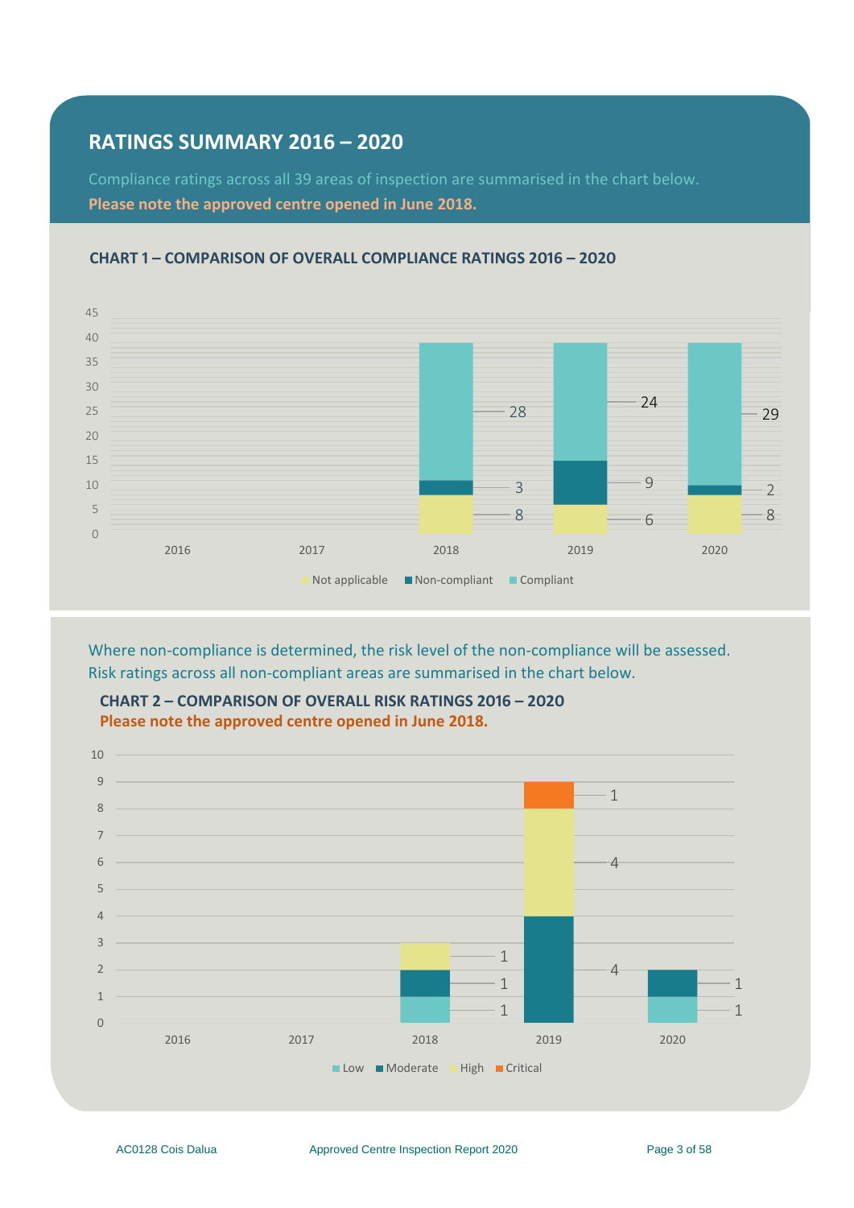## RATINGS SUMMARY 2016 – 2020

Compliance ratings across all 39 areas of inspection are summarised in the chart below.

**Please note the approved centre opened in June 2018.**

### CHART 1 – COMPARISON OF OVERALL COMPLIANCE RATINGS 2016 – 2020

| Year | Not applicable | Non-compliant | Compliant |
|---|---|---|---|
| 2016 | | | |
| 2017 | | | |
| 2018 | 8 | 3 | 28 |
| 2019 | 6 | 9 | 24 |
| 2020 | 8 | 2 | 29 |

Where non-compliance is determined, the risk level of the non-compliance will be assessed. Risk ratings across all non-compliant areas are summarised in the chart below.

### CHART 2 – COMPARISON OF OVERALL RISK RATINGS 2016 – 2020

**Please note the approved centre opened in June 2018.**

| Year | Low | Moderate | High | Critical |
|---|---|---|---|---|
| 2016 | | | | |
| 2017 | | | | |
| 2018 | 1 | 1 | 1 | |
| 2019 | | 4 | 4 | 1 |
| 2020 | 1 | 1 | | |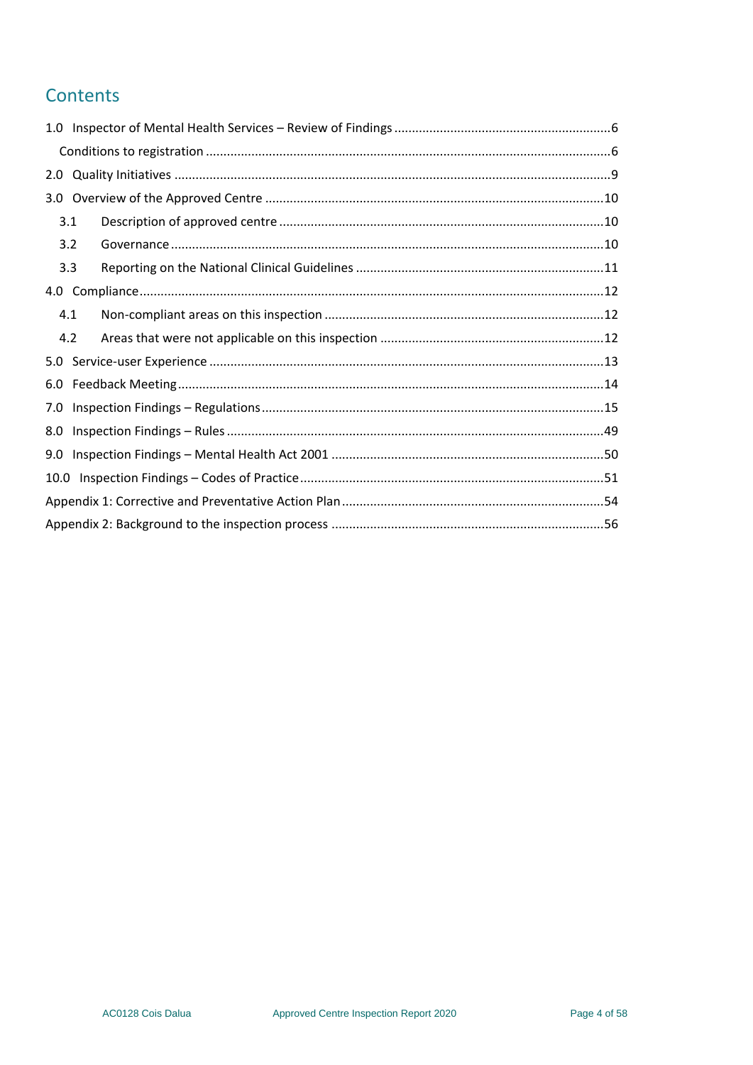## Contents

- 1.0 Inspector of Mental Health Services – Review of Findings ....6
  - Conditions to registration ....6
- 2.0 Quality Initiatives ....9
- 3.0 Overview of the Approved Centre ....10
  - 3.1 Description of approved centre ....10
  - 3.2 Governance ....10
  - 3.3 Reporting on the National Clinical Guidelines ....11
- 4.0 Compliance ....12
  - 4.1 Non-compliant areas on this inspection ....12
  - 4.2 Areas that were not applicable on this inspection ....12
- 5.0 Service-user Experience ....13
- 6.0 Feedback Meeting ....14
- 7.0 Inspection Findings – Regulations ....15
- 8.0 Inspection Findings – Rules ....49
- 9.0 Inspection Findings – Mental Health Act 2001 ....50
- 10.0 Inspection Findings – Codes of Practice ....51
- Appendix 1: Corrective and Preventative Action Plan ....54
- Appendix 2: Background to the inspection process ....56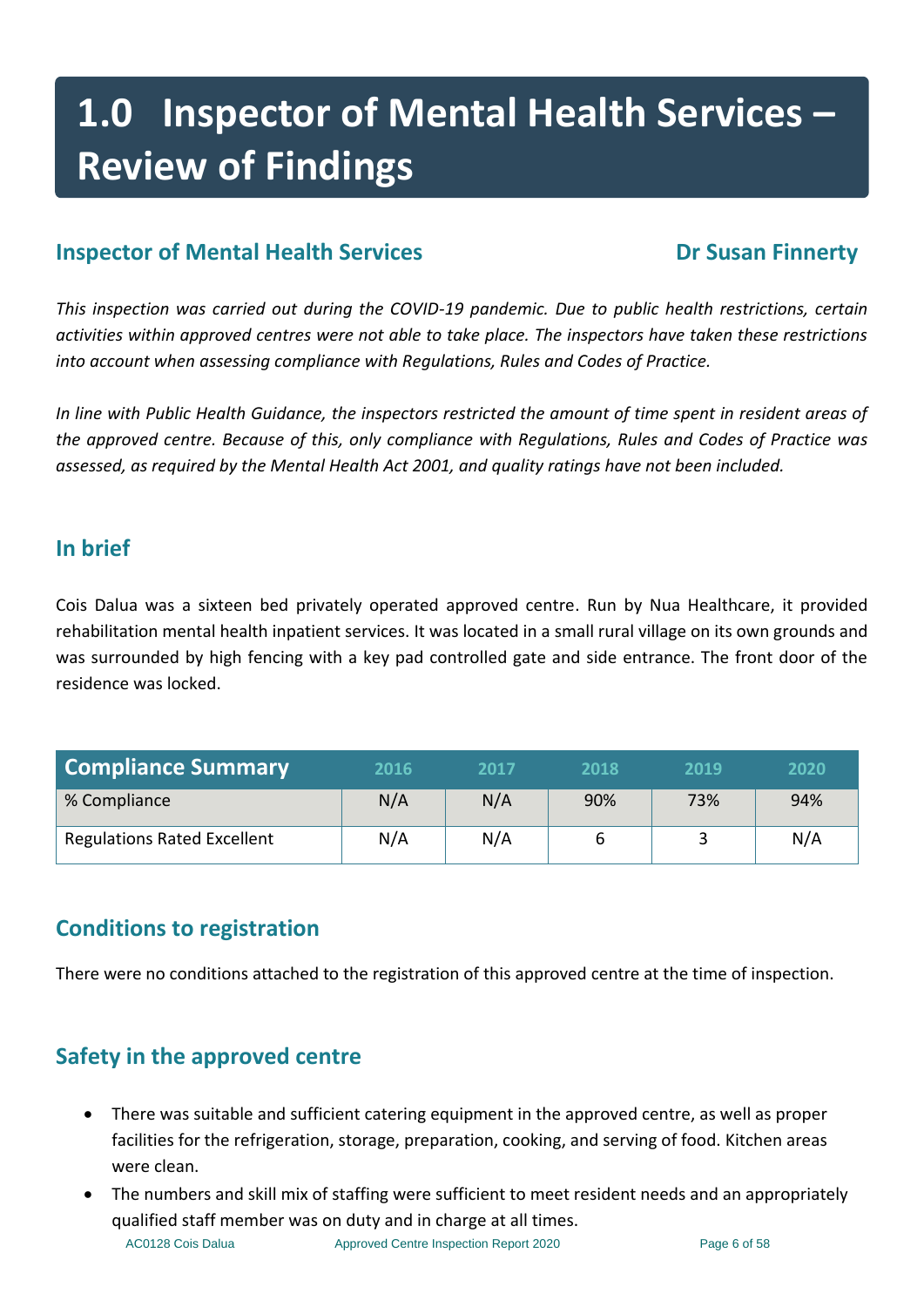# 1.0 Inspector of Mental Health Services – Review of Findings

## Inspector of Mental Health Services — Dr Susan Finnerty

*This inspection was carried out during the COVID-19 pandemic. Due to public health restrictions, certain activities within approved centres were not able to take place. The inspectors have taken these restrictions into account when assessing compliance with Regulations, Rules and Codes of Practice.*

*In line with Public Health Guidance, the inspectors restricted the amount of time spent in resident areas of the approved centre. Because of this, only compliance with Regulations, Rules and Codes of Practice was assessed, as required by the Mental Health Act 2001, and quality ratings have not been included.*

## In brief

Cois Dalua was a sixteen bed privately operated approved centre. Run by Nua Healthcare, it provided rehabilitation mental health inpatient services. It was located in a small rural village on its own grounds and was surrounded by high fencing with a key pad controlled gate and side entrance. The front door of the residence was locked.

| Compliance Summary | 2016 | 2017 | 2018 | 2019 | 2020 |
|---|---|---|---|---|---|
| % Compliance | N/A | N/A | 90% | 73% | 94% |
| Regulations Rated Excellent | N/A | N/A | 6 | 3 | N/A |

## Conditions to registration

There were no conditions attached to the registration of this approved centre at the time of inspection.

## Safety in the approved centre

- There was suitable and sufficient catering equipment in the approved centre, as well as proper facilities for the refrigeration, storage, preparation, cooking, and serving of food. Kitchen areas were clean.
- The numbers and skill mix of staffing were sufficient to meet resident needs and an appropriately qualified staff member was on duty and in charge at all times.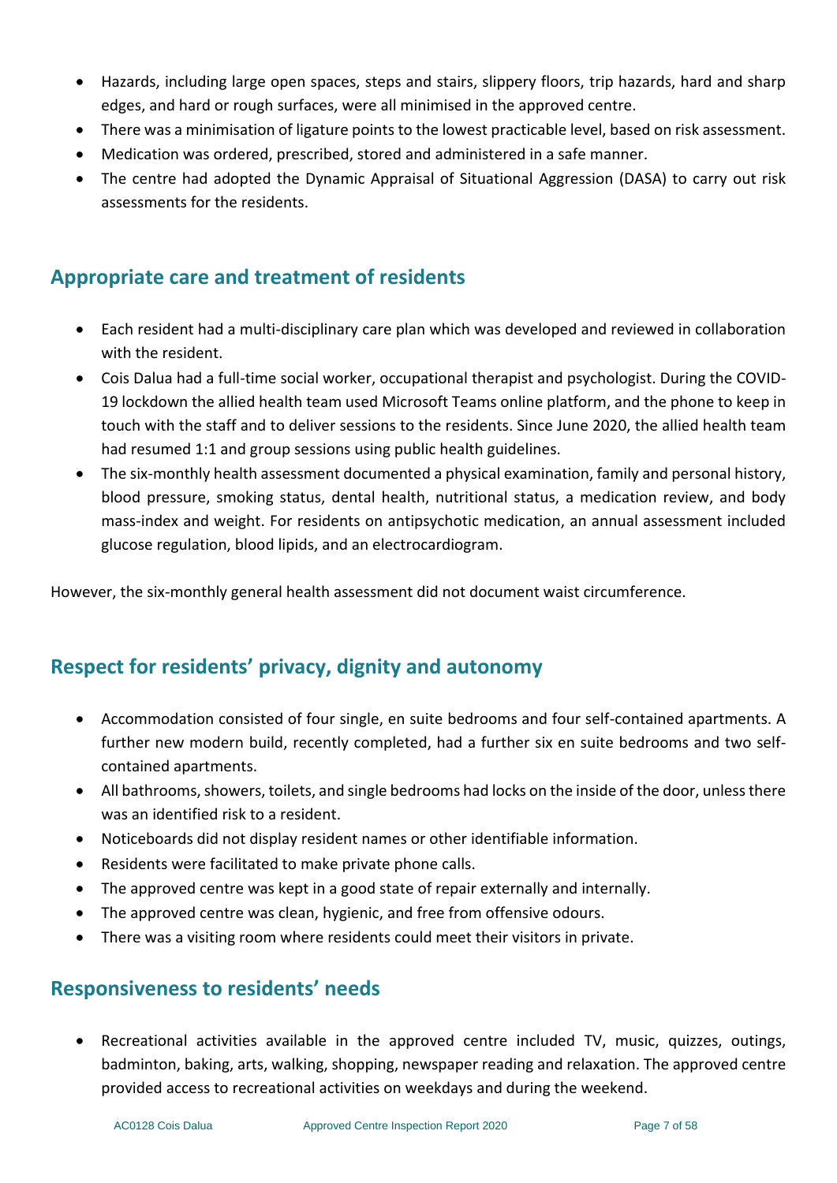- Hazards, including large open spaces, steps and stairs, slippery floors, trip hazards, hard and sharp edges, and hard or rough surfaces, were all minimised in the approved centre.
- There was a minimisation of ligature points to the lowest practicable level, based on risk assessment.
- Medication was ordered, prescribed, stored and administered in a safe manner.
- The centre had adopted the Dynamic Appraisal of Situational Aggression (DASA) to carry out risk assessments for the residents.

## Appropriate care and treatment of residents

- Each resident had a multi-disciplinary care plan which was developed and reviewed in collaboration with the resident.
- Cois Dalua had a full-time social worker, occupational therapist and psychologist. During the COVID-19 lockdown the allied health team used Microsoft Teams online platform, and the phone to keep in touch with the staff and to deliver sessions to the residents. Since June 2020, the allied health team had resumed 1:1 and group sessions using public health guidelines.
- The six-monthly health assessment documented a physical examination, family and personal history, blood pressure, smoking status, dental health, nutritional status, a medication review, and body mass-index and weight. For residents on antipsychotic medication, an annual assessment included glucose regulation, blood lipids, and an electrocardiogram.

However, the six-monthly general health assessment did not document waist circumference.

## Respect for residents' privacy, dignity and autonomy

- Accommodation consisted of four single, en suite bedrooms and four self-contained apartments. A further new modern build, recently completed, had a further six en suite bedrooms and two self-contained apartments.
- All bathrooms, showers, toilets, and single bedrooms had locks on the inside of the door, unless there was an identified risk to a resident.
- Noticeboards did not display resident names or other identifiable information.
- Residents were facilitated to make private phone calls.
- The approved centre was kept in a good state of repair externally and internally.
- The approved centre was clean, hygienic, and free from offensive odours.
- There was a visiting room where residents could meet their visitors in private.

## Responsiveness to residents' needs

- Recreational activities available in the approved centre included TV, music, quizzes, outings, badminton, baking, arts, walking, shopping, newspaper reading and relaxation. The approved centre provided access to recreational activities on weekdays and during the weekend.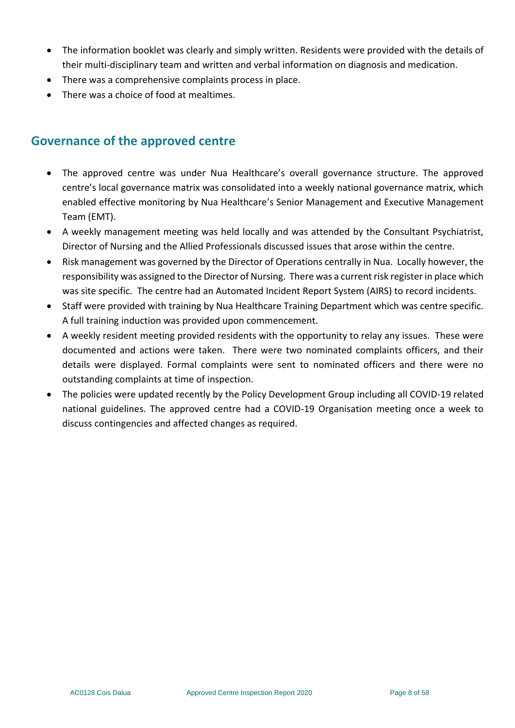- The information booklet was clearly and simply written. Residents were provided with the details of their multi-disciplinary team and written and verbal information on diagnosis and medication.
- There was a comprehensive complaints process in place.
- There was a choice of food at mealtimes.

## Governance of the approved centre

- The approved centre was under Nua Healthcare's overall governance structure. The approved centre's local governance matrix was consolidated into a weekly national governance matrix, which enabled effective monitoring by Nua Healthcare's Senior Management and Executive Management Team (EMT).
- A weekly management meeting was held locally and was attended by the Consultant Psychiatrist, Director of Nursing and the Allied Professionals discussed issues that arose within the centre.
- Risk management was governed by the Director of Operations centrally in Nua. Locally however, the responsibility was assigned to the Director of Nursing. There was a current risk register in place which was site specific. The centre had an Automated Incident Report System (AIRS) to record incidents.
- Staff were provided with training by Nua Healthcare Training Department which was centre specific. A full training induction was provided upon commencement.
- A weekly resident meeting provided residents with the opportunity to relay any issues. These were documented and actions were taken. There were two nominated complaints officers, and their details were displayed. Formal complaints were sent to nominated officers and there were no outstanding complaints at time of inspection.
- The policies were updated recently by the Policy Development Group including all COVID-19 related national guidelines. The approved centre had a COVID-19 Organisation meeting once a week to discuss contingencies and affected changes as required.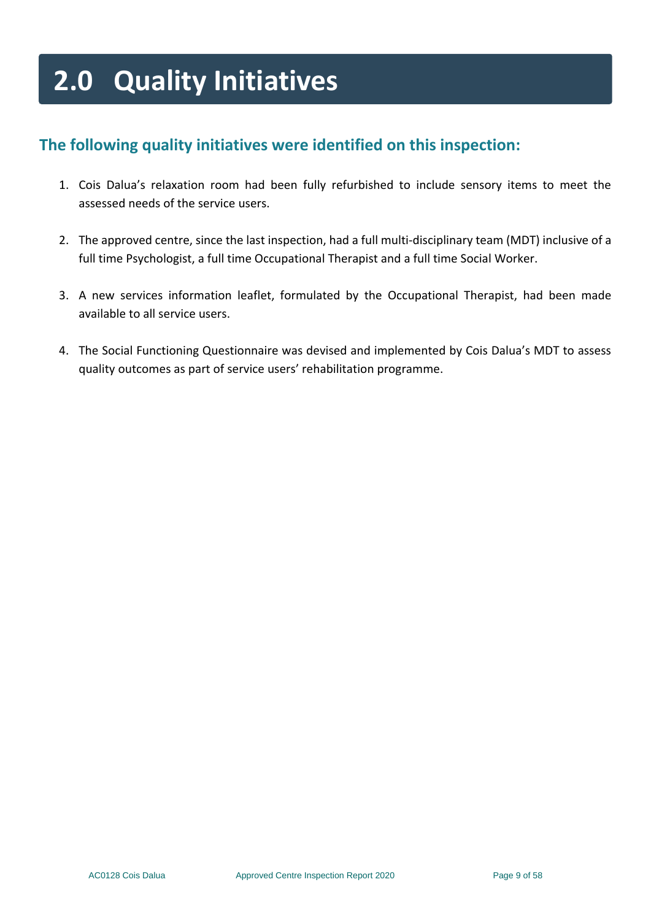# 2.0 Quality Initiatives

## The following quality initiatives were identified on this inspection:

1. Cois Dalua's relaxation room had been fully refurbished to include sensory items to meet the assessed needs of the service users.

2. The approved centre, since the last inspection, had a full multi-disciplinary team (MDT) inclusive of a full time Psychologist, a full time Occupational Therapist and a full time Social Worker.

3. A new services information leaflet, formulated by the Occupational Therapist, had been made available to all service users.

4. The Social Functioning Questionnaire was devised and implemented by Cois Dalua's MDT to assess quality outcomes as part of service users' rehabilitation programme.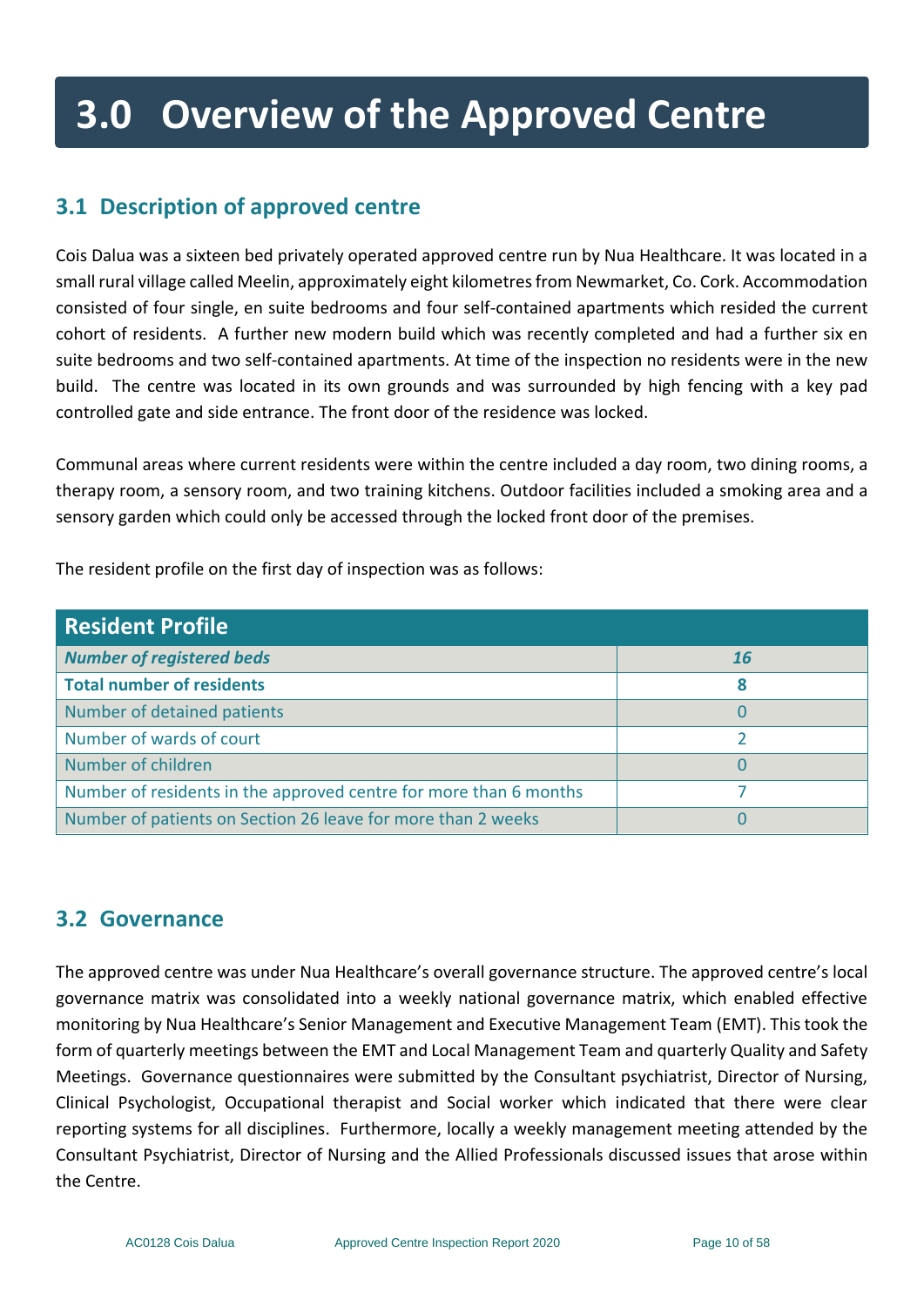# 3.0 Overview of the Approved Centre

## 3.1 Description of approved centre

Cois Dalua was a sixteen bed privately operated approved centre run by Nua Healthcare. It was located in a small rural village called Meelin, approximately eight kilometres from Newmarket, Co. Cork. Accommodation consisted of four single, en suite bedrooms and four self-contained apartments which resided the current cohort of residents. A further new modern build which was recently completed and had a further six en suite bedrooms and two self-contained apartments. At time of the inspection no residents were in the new build. The centre was located in its own grounds and was surrounded by high fencing with a key pad controlled gate and side entrance. The front door of the residence was locked.

Communal areas where current residents were within the centre included a day room, two dining rooms, a therapy room, a sensory room, and two training kitchens. Outdoor facilities included a smoking area and a sensory garden which could only be accessed through the locked front door of the premises.

The resident profile on the first day of inspection was as follows:

| Resident Profile | |
|---|---|
| ***Number of registered beds*** | ***16*** |
| **Total number of residents** | **8** |
| Number of detained patients | 0 |
| Number of wards of court | 2 |
| Number of children | 0 |
| Number of residents in the approved centre for more than 6 months | 7 |
| Number of patients on Section 26 leave for more than 2 weeks | 0 |

## 3.2 Governance

The approved centre was under Nua Healthcare's overall governance structure. The approved centre's local governance matrix was consolidated into a weekly national governance matrix, which enabled effective monitoring by Nua Healthcare's Senior Management and Executive Management Team (EMT). This took the form of quarterly meetings between the EMT and Local Management Team and quarterly Quality and Safety Meetings. Governance questionnaires were submitted by the Consultant psychiatrist, Director of Nursing, Clinical Psychologist, Occupational therapist and Social worker which indicated that there were clear reporting systems for all disciplines. Furthermore, locally a weekly management meeting attended by the Consultant Psychiatrist, Director of Nursing and the Allied Professionals discussed issues that arose within the Centre.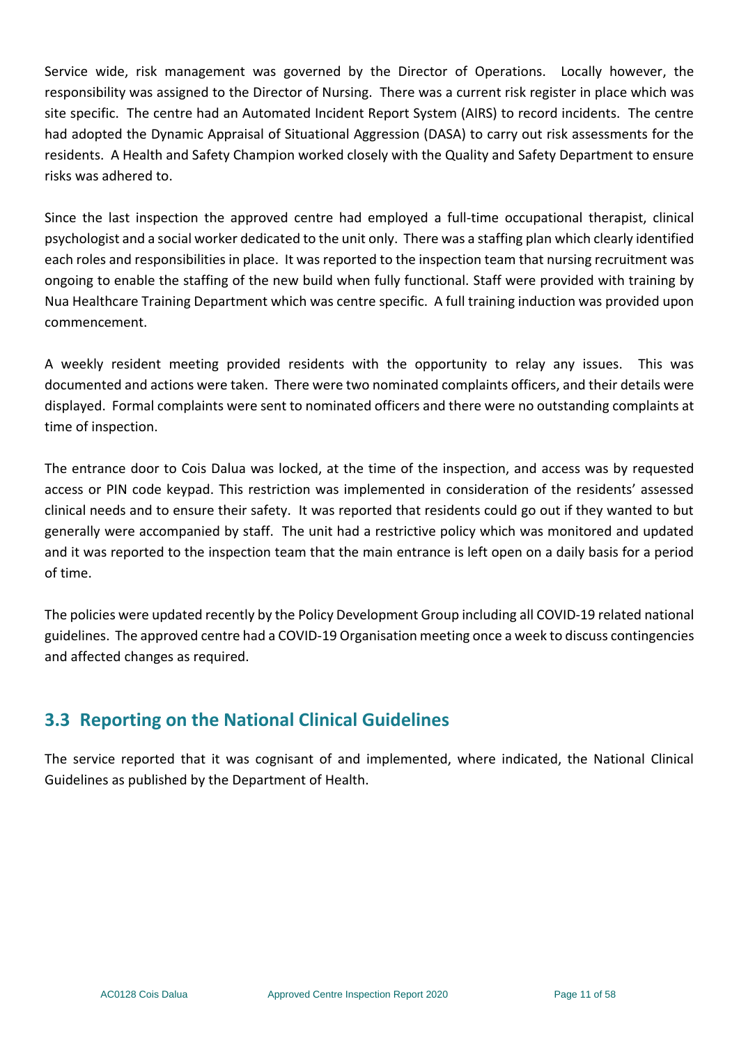Service wide, risk management was governed by the Director of Operations. Locally however, the responsibility was assigned to the Director of Nursing. There was a current risk register in place which was site specific. The centre had an Automated Incident Report System (AIRS) to record incidents. The centre had adopted the Dynamic Appraisal of Situational Aggression (DASA) to carry out risk assessments for the residents. A Health and Safety Champion worked closely with the Quality and Safety Department to ensure risks was adhered to.

Since the last inspection the approved centre had employed a full-time occupational therapist, clinical psychologist and a social worker dedicated to the unit only. There was a staffing plan which clearly identified each roles and responsibilities in place. It was reported to the inspection team that nursing recruitment was ongoing to enable the staffing of the new build when fully functional. Staff were provided with training by Nua Healthcare Training Department which was centre specific. A full training induction was provided upon commencement.

A weekly resident meeting provided residents with the opportunity to relay any issues. This was documented and actions were taken. There were two nominated complaints officers, and their details were displayed. Formal complaints were sent to nominated officers and there were no outstanding complaints at time of inspection.

The entrance door to Cois Dalua was locked, at the time of the inspection, and access was by requested access or PIN code keypad. This restriction was implemented in consideration of the residents' assessed clinical needs and to ensure their safety. It was reported that residents could go out if they wanted to but generally were accompanied by staff. The unit had a restrictive policy which was monitored and updated and it was reported to the inspection team that the main entrance is left open on a daily basis for a period of time.

The policies were updated recently by the Policy Development Group including all COVID-19 related national guidelines. The approved centre had a COVID-19 Organisation meeting once a week to discuss contingencies and affected changes as required.

## 3.3 Reporting on the National Clinical Guidelines

The service reported that it was cognisant of and implemented, where indicated, the National Clinical Guidelines as published by the Department of Health.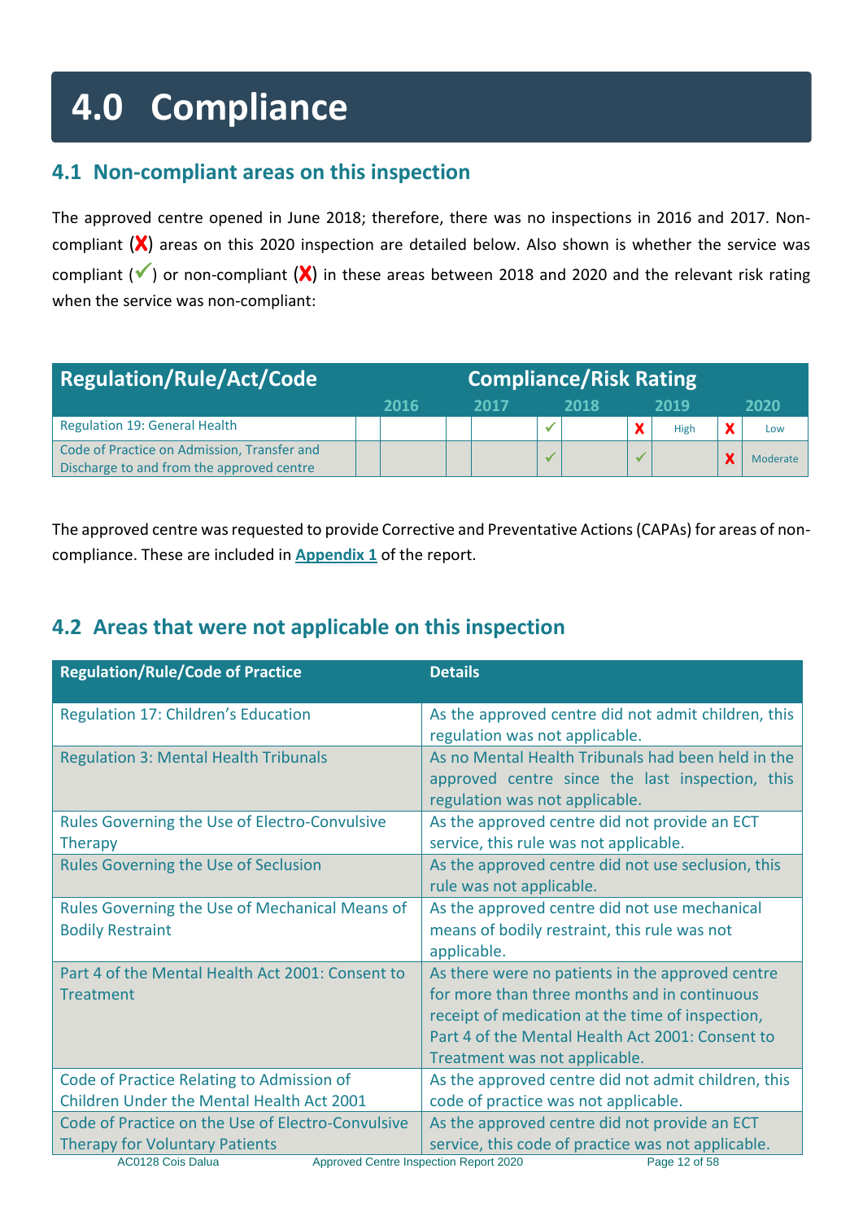## 4.0 Compliance

### 4.1 Non-compliant areas on this inspection

The approved centre opened in June 2018; therefore, there was no inspections in 2016 and 2017. Non-compliant (✗) areas on this 2020 inspection are detailed below. Also shown is whether the service was compliant (✓) or non-compliant (✗) in these areas between 2018 and 2020 and the relevant risk rating when the service was non-compliant:

| Regulation/Rule/Act/Code | Compliance/Risk Rating | | | | | | | | | |
|---|---|---|---|---|---|---|---|---|---|---|
| | 2016 | | 2017 | | 2018 | | 2019 | | 2020 | |
| Regulation 19: General Health | | | | | ✓ | | ✗ | High | ✗ | Low |
| Code of Practice on Admission, Transfer and Discharge to and from the approved centre | | | | | ✓ | | ✓ | | ✗ | Moderate |

The approved centre was requested to provide Corrective and Preventative Actions (CAPAs) for areas of non-compliance. These are included in **Appendix 1** of the report.

### 4.2 Areas that were not applicable on this inspection

| Regulation/Rule/Code of Practice | Details |
|---|---|
| Regulation 17: Children's Education | As the approved centre did not admit children, this regulation was not applicable. |
| Regulation 3: Mental Health Tribunals | As no Mental Health Tribunals had been held in the approved centre since the last inspection, this regulation was not applicable. |
| Rules Governing the Use of Electro-Convulsive Therapy | As the approved centre did not provide an ECT service, this rule was not applicable. |
| Rules Governing the Use of Seclusion | As the approved centre did not use seclusion, this rule was not applicable. |
| Rules Governing the Use of Mechanical Means of Bodily Restraint | As the approved centre did not use mechanical means of bodily restraint, this rule was not applicable. |
| Part 4 of the Mental Health Act 2001: Consent to Treatment | As there were no patients in the approved centre for more than three months and in continuous receipt of medication at the time of inspection, Part 4 of the Mental Health Act 2001: Consent to Treatment was not applicable. |
| Code of Practice Relating to Admission of Children Under the Mental Health Act 2001 | As the approved centre did not admit children, this code of practice was not applicable. |
| Code of Practice on the Use of Electro-Convulsive Therapy for Voluntary Patients | As the approved centre did not provide an ECT service, this code of practice was not applicable. |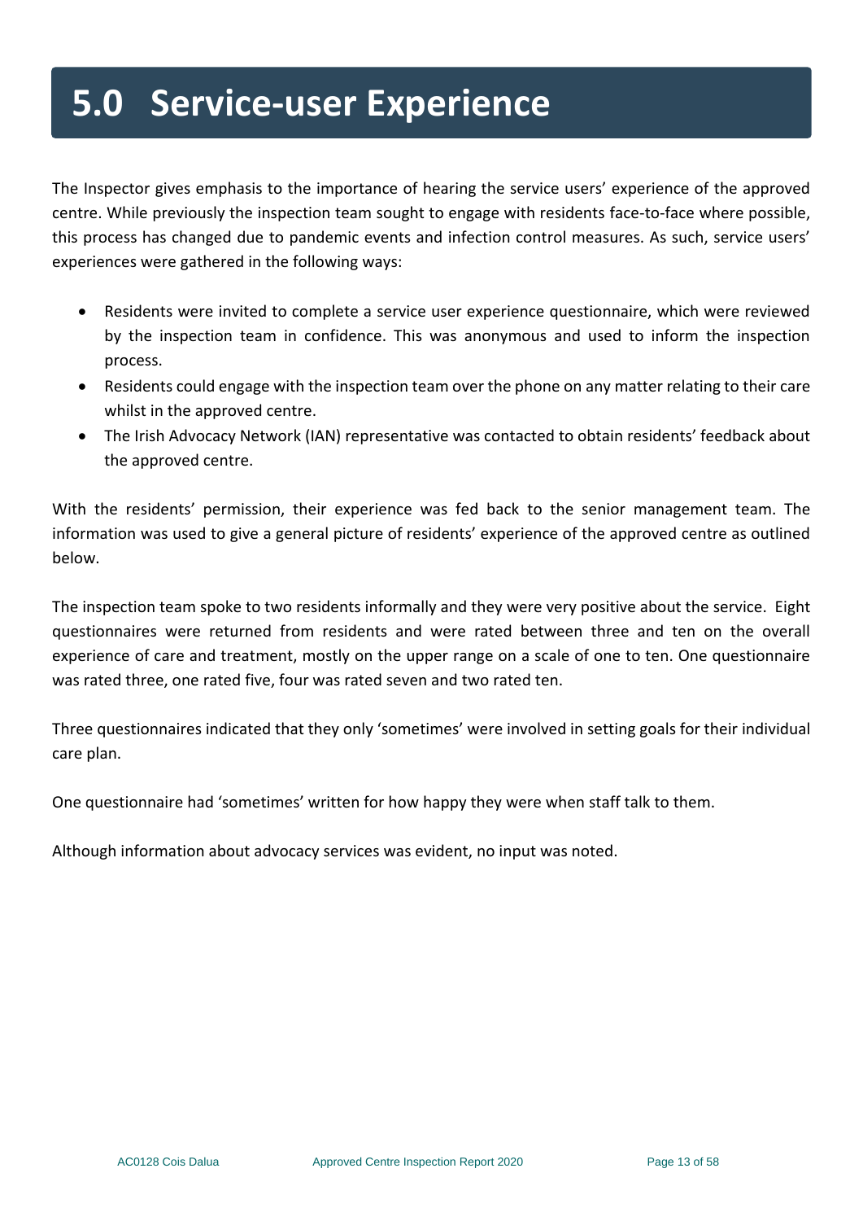# 5.0 Service-user Experience

The Inspector gives emphasis to the importance of hearing the service users' experience of the approved centre. While previously the inspection team sought to engage with residents face-to-face where possible, this process has changed due to pandemic events and infection control measures. As such, service users' experiences were gathered in the following ways:

- Residents were invited to complete a service user experience questionnaire, which were reviewed by the inspection team in confidence. This was anonymous and used to inform the inspection process.
- Residents could engage with the inspection team over the phone on any matter relating to their care whilst in the approved centre.
- The Irish Advocacy Network (IAN) representative was contacted to obtain residents' feedback about the approved centre.

With the residents' permission, their experience was fed back to the senior management team. The information was used to give a general picture of residents' experience of the approved centre as outlined below.

The inspection team spoke to two residents informally and they were very positive about the service. Eight questionnaires were returned from residents and were rated between three and ten on the overall experience of care and treatment, mostly on the upper range on a scale of one to ten. One questionnaire was rated three, one rated five, four was rated seven and two rated ten.

Three questionnaires indicated that they only 'sometimes' were involved in setting goals for their individual care plan.

One questionnaire had 'sometimes' written for how happy they were when staff talk to them.

Although information about advocacy services was evident, no input was noted.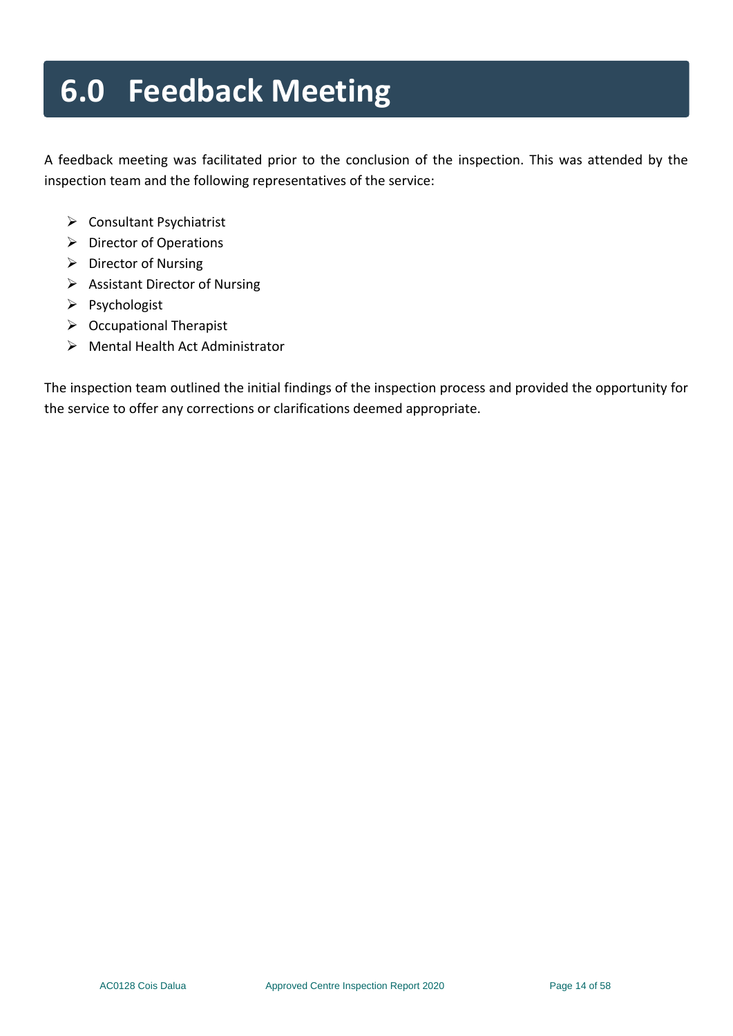# 6.0 Feedback Meeting

A feedback meeting was facilitated prior to the conclusion of the inspection. This was attended by the inspection team and the following representatives of the service:

- Consultant Psychiatrist
- Director of Operations
- Director of Nursing
- Assistant Director of Nursing
- Psychologist
- Occupational Therapist
- Mental Health Act Administrator

The inspection team outlined the initial findings of the inspection process and provided the opportunity for the service to offer any corrections or clarifications deemed appropriate.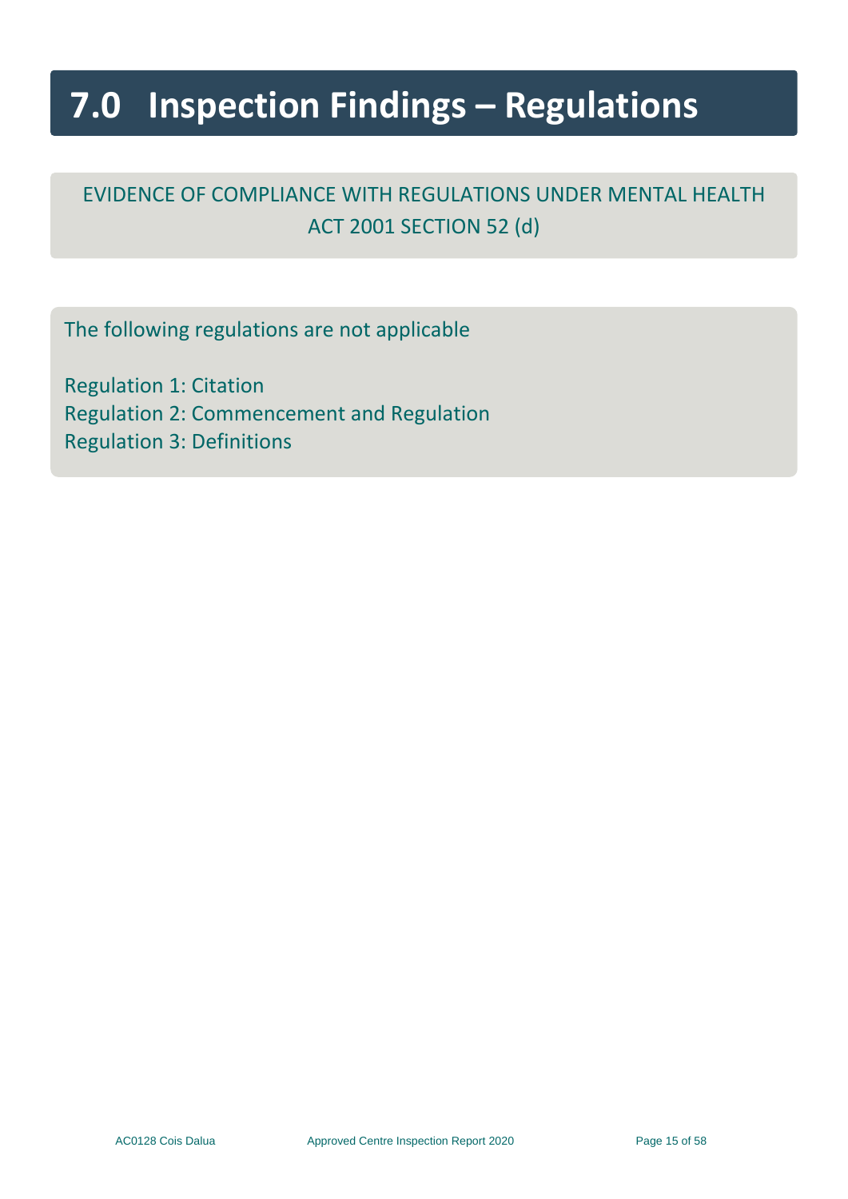# 7.0 Inspection Findings – Regulations

EVIDENCE OF COMPLIANCE WITH REGULATIONS UNDER MENTAL HEALTH ACT 2001 SECTION 52 (d)

The following regulations are not applicable

Regulation 1: Citation
Regulation 2: Commencement and Regulation
Regulation 3: Definitions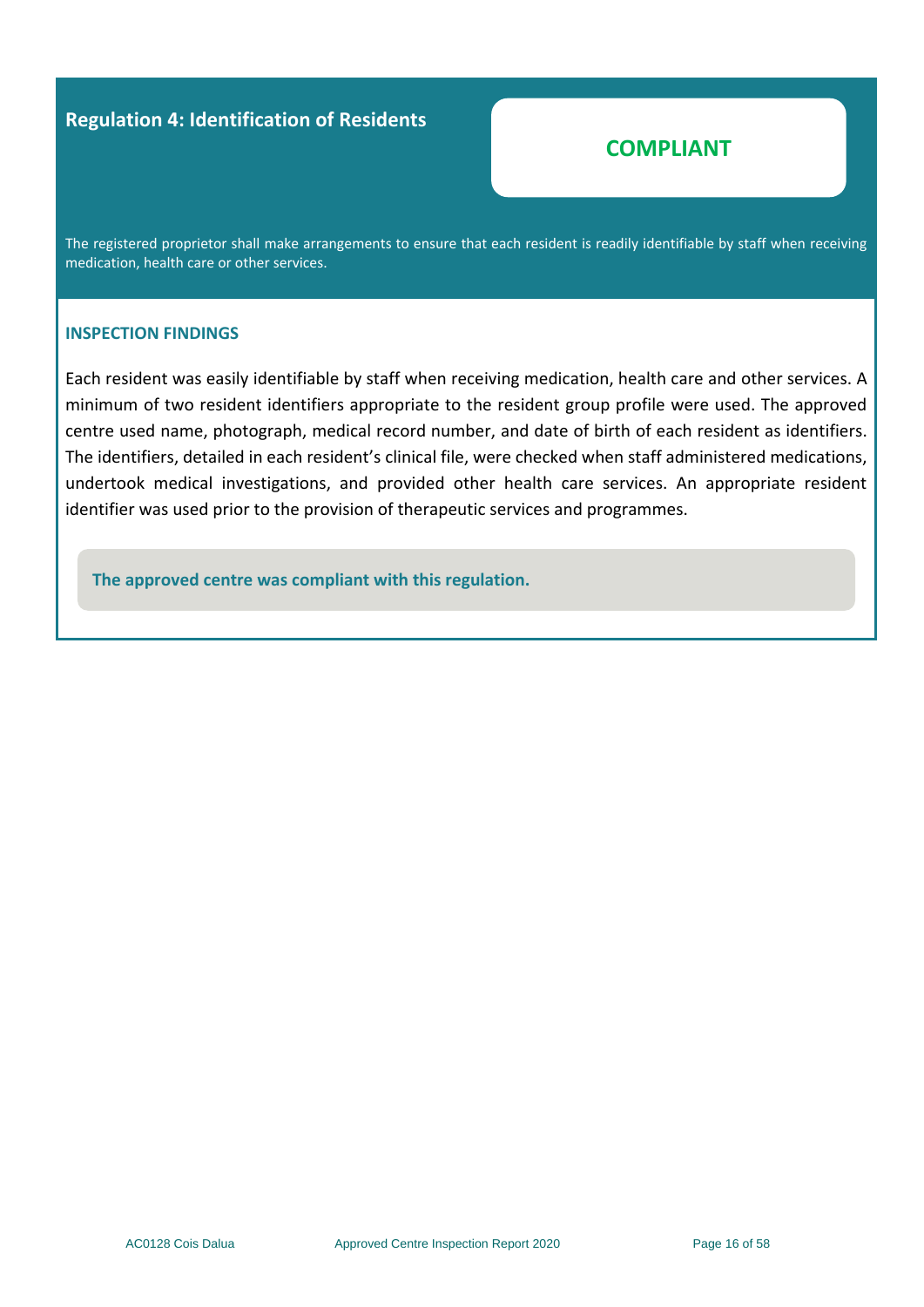## Regulation 4: Identification of Residents

**COMPLIANT**

The registered proprietor shall make arrangements to ensure that each resident is readily identifiable by staff when receiving medication, health care or other services.

### INSPECTION FINDINGS

Each resident was easily identifiable by staff when receiving medication, health care and other services. A minimum of two resident identifiers appropriate to the resident group profile were used. The approved centre used name, photograph, medical record number, and date of birth of each resident as identifiers. The identifiers, detailed in each resident's clinical file, were checked when staff administered medications, undertook medical investigations, and provided other health care services. An appropriate resident identifier was used prior to the provision of therapeutic services and programmes.

**The approved centre was compliant with this regulation.**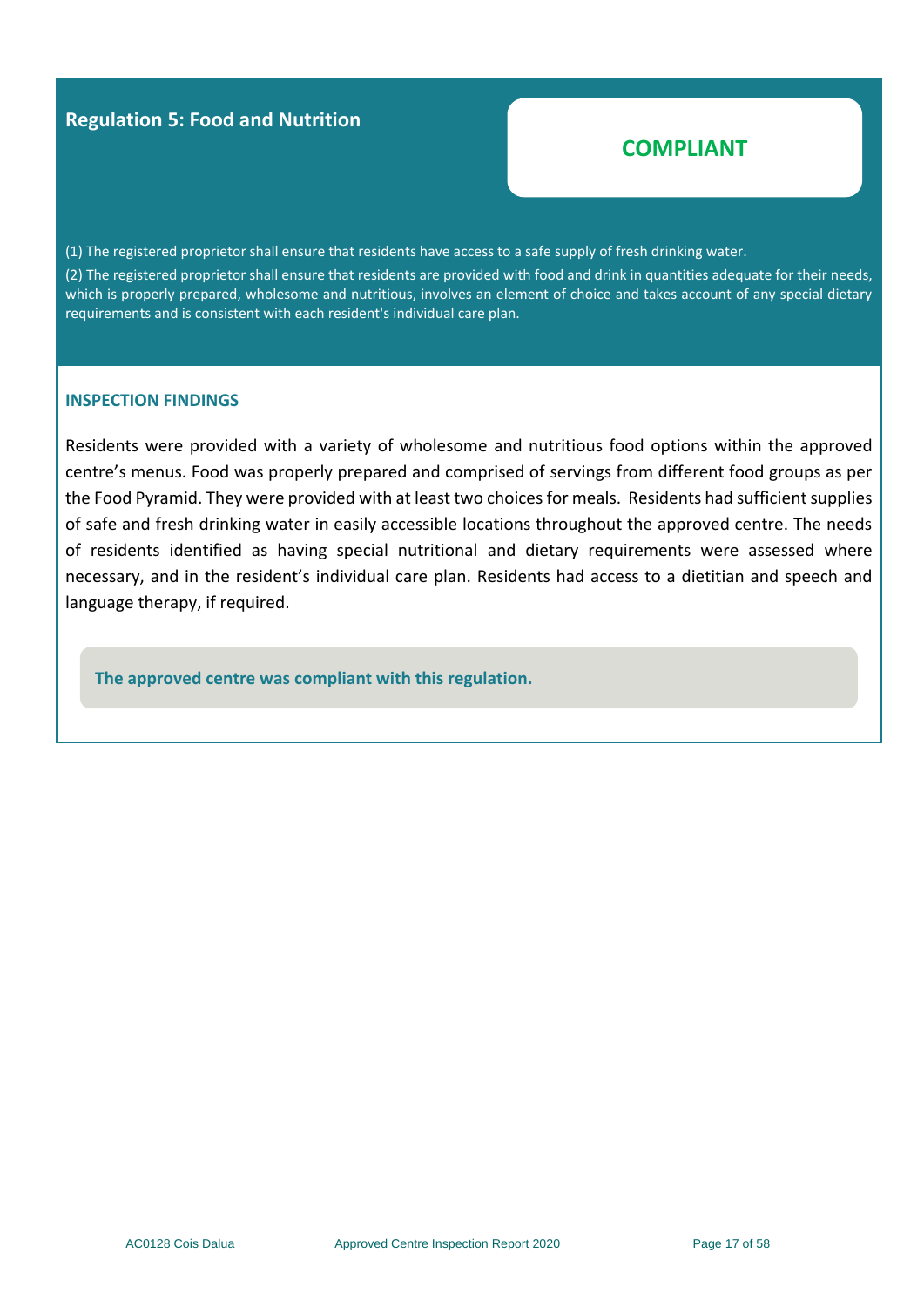## Regulation 5: Food and Nutrition

**COMPLIANT**

(1) The registered proprietor shall ensure that residents have access to a safe supply of fresh drinking water.

(2) The registered proprietor shall ensure that residents are provided with food and drink in quantities adequate for their needs, which is properly prepared, wholesome and nutritious, involves an element of choice and takes account of any special dietary requirements and is consistent with each resident's individual care plan.

### INSPECTION FINDINGS

Residents were provided with a variety of wholesome and nutritious food options within the approved centre's menus. Food was properly prepared and comprised of servings from different food groups as per the Food Pyramid. They were provided with at least two choices for meals. Residents had sufficient supplies of safe and fresh drinking water in easily accessible locations throughout the approved centre. The needs of residents identified as having special nutritional and dietary requirements were assessed where necessary, and in the resident's individual care plan. Residents had access to a dietitian and speech and language therapy, if required.

**The approved centre was compliant with this regulation.**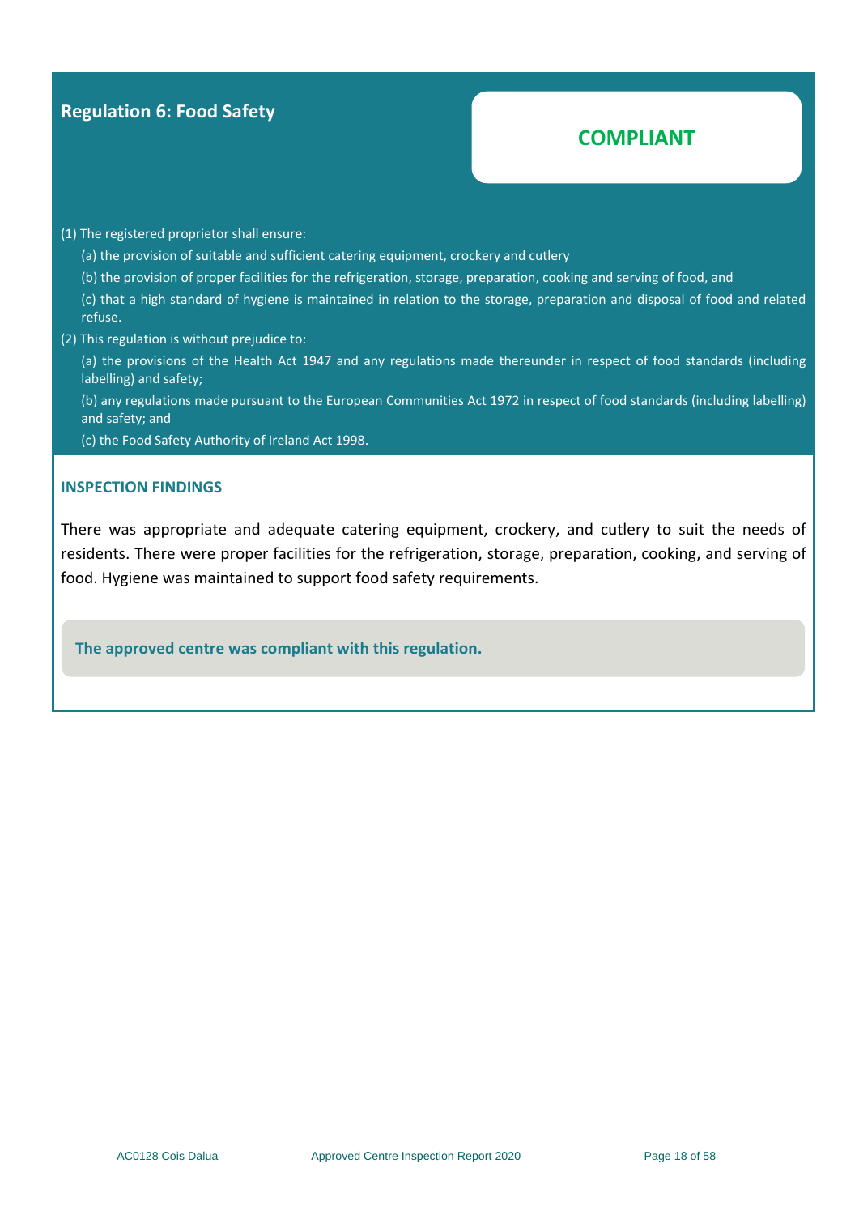## Regulation 6: Food Safety

**COMPLIANT**

(1) The registered proprietor shall ensure:

(a) the provision of suitable and sufficient catering equipment, crockery and cutlery

(b) the provision of proper facilities for the refrigeration, storage, preparation, cooking and serving of food, and

(c) that a high standard of hygiene is maintained in relation to the storage, preparation and disposal of food and related refuse.

(2) This regulation is without prejudice to:

(a) the provisions of the Health Act 1947 and any regulations made thereunder in respect of food standards (including labelling) and safety;

(b) any regulations made pursuant to the European Communities Act 1972 in respect of food standards (including labelling) and safety; and

(c) the Food Safety Authority of Ireland Act 1998.

### INSPECTION FINDINGS

There was appropriate and adequate catering equipment, crockery, and cutlery to suit the needs of residents. There were proper facilities for the refrigeration, storage, preparation, cooking, and serving of food. Hygiene was maintained to support food safety requirements.

**The approved centre was compliant with this regulation.**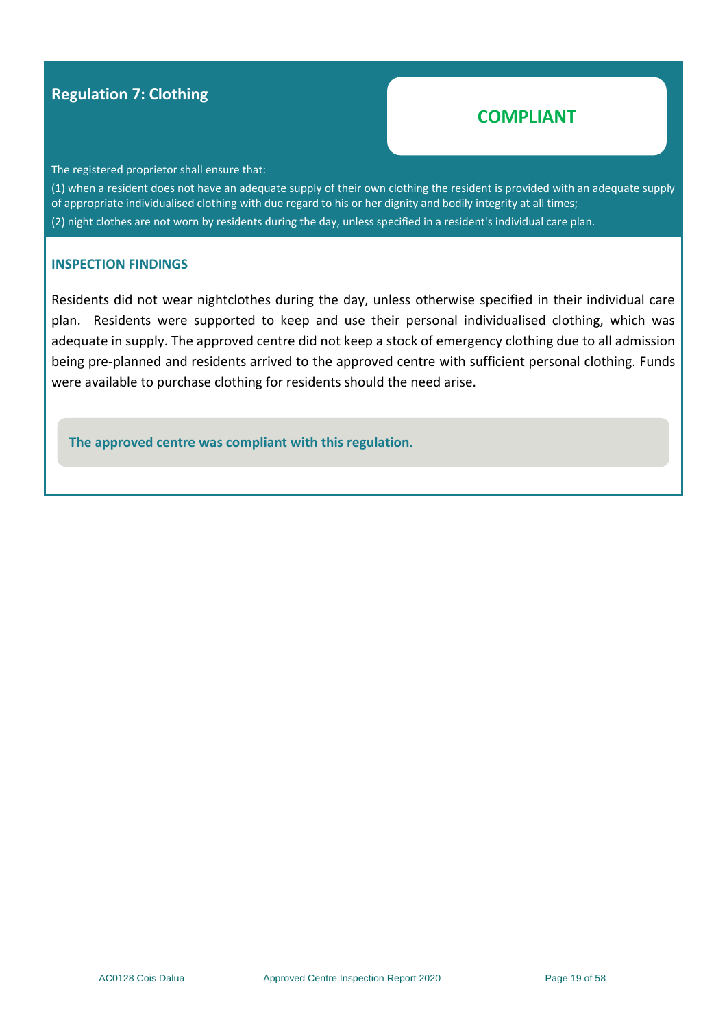## Regulation 7: Clothing

**COMPLIANT**

The registered proprietor shall ensure that:

(1) when a resident does not have an adequate supply of their own clothing the resident is provided with an adequate supply of appropriate individualised clothing with due regard to his or her dignity and bodily integrity at all times;

(2) night clothes are not worn by residents during the day, unless specified in a resident's individual care plan.

### INSPECTION FINDINGS

Residents did not wear nightclothes during the day, unless otherwise specified in their individual care plan. Residents were supported to keep and use their personal individualised clothing, which was adequate in supply. The approved centre did not keep a stock of emergency clothing due to all admission being pre-planned and residents arrived to the approved centre with sufficient personal clothing. Funds were available to purchase clothing for residents should the need arise.

**The approved centre was compliant with this regulation.**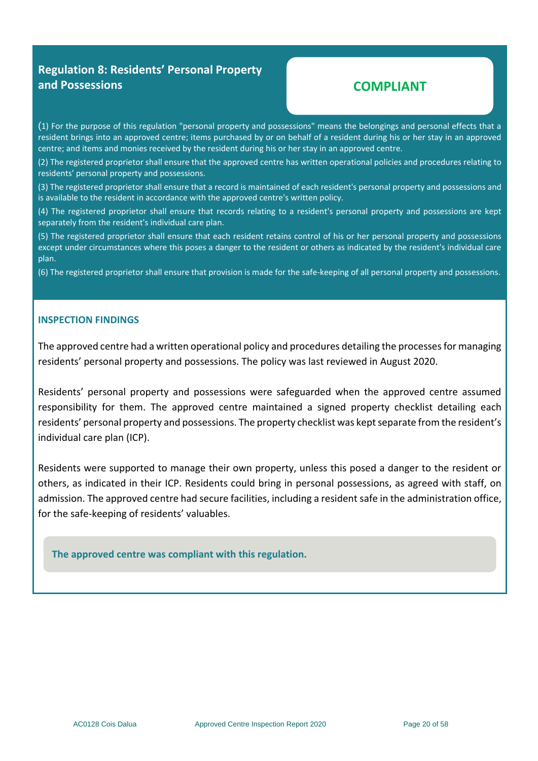## Regulation 8: Residents' Personal Property and Possessions

**COMPLIANT**

(1) For the purpose of this regulation "personal property and possessions" means the belongings and personal effects that a resident brings into an approved centre; items purchased by or on behalf of a resident during his or her stay in an approved centre; and items and monies received by the resident during his or her stay in an approved centre.

(2) The registered proprietor shall ensure that the approved centre has written operational policies and procedures relating to residents' personal property and possessions.

(3) The registered proprietor shall ensure that a record is maintained of each resident's personal property and possessions and is available to the resident in accordance with the approved centre's written policy.

(4) The registered proprietor shall ensure that records relating to a resident's personal property and possessions are kept separately from the resident's individual care plan.

(5) The registered proprietor shall ensure that each resident retains control of his or her personal property and possessions except under circumstances where this poses a danger to the resident or others as indicated by the resident's individual care plan.

(6) The registered proprietor shall ensure that provision is made for the safe-keeping of all personal property and possessions.

### INSPECTION FINDINGS

The approved centre had a written operational policy and procedures detailing the processes for managing residents' personal property and possessions. The policy was last reviewed in August 2020.

Residents' personal property and possessions were safeguarded when the approved centre assumed responsibility for them. The approved centre maintained a signed property checklist detailing each residents' personal property and possessions. The property checklist was kept separate from the resident's individual care plan (ICP).

Residents were supported to manage their own property, unless this posed a danger to the resident or others, as indicated in their ICP. Residents could bring in personal possessions, as agreed with staff, on admission. The approved centre had secure facilities, including a resident safe in the administration office, for the safe-keeping of residents' valuables.

**The approved centre was compliant with this regulation.**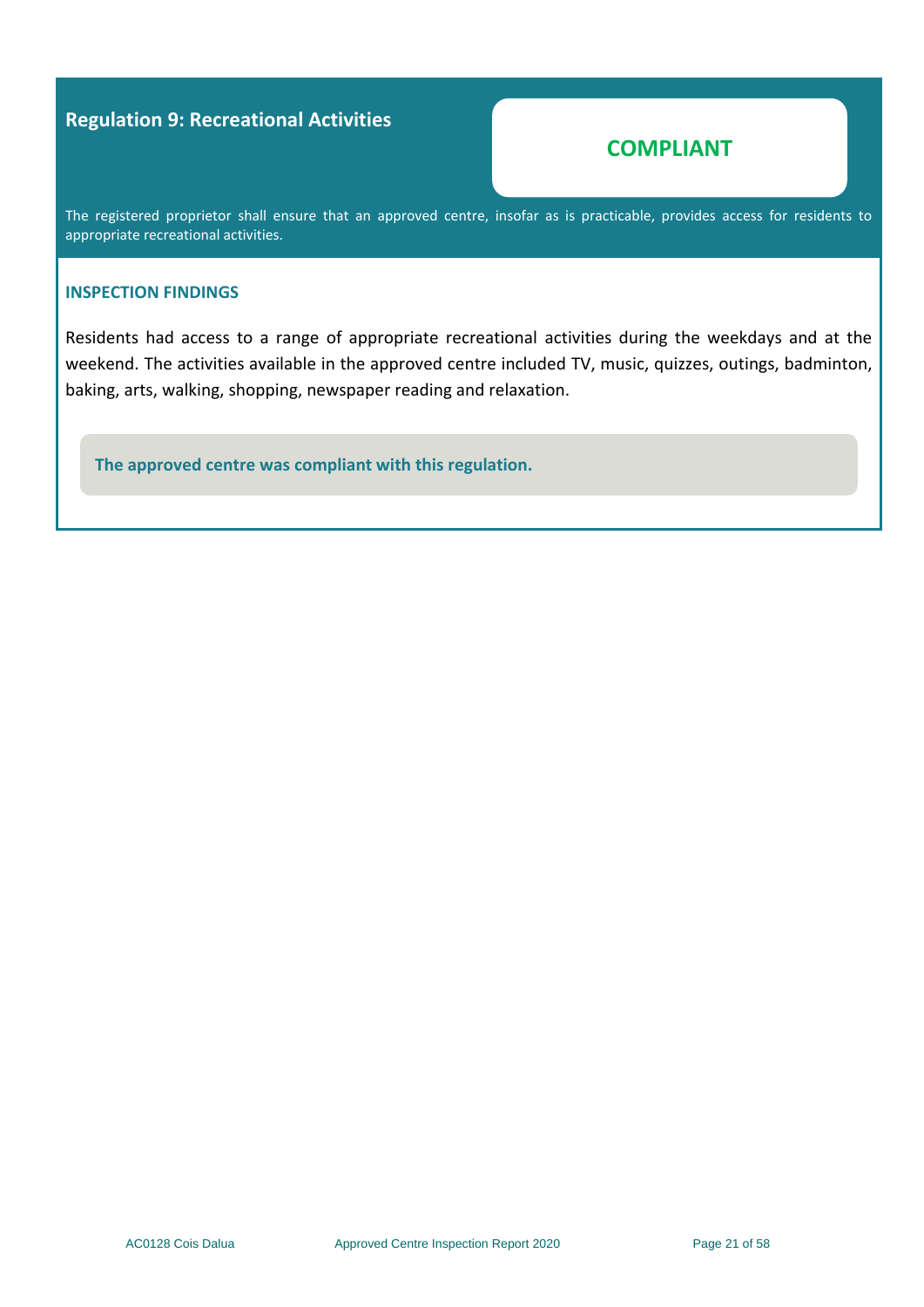## Regulation 9: Recreational Activities

**COMPLIANT**

The registered proprietor shall ensure that an approved centre, insofar as is practicable, provides access for residents to appropriate recreational activities.

### INSPECTION FINDINGS

Residents had access to a range of appropriate recreational activities during the weekdays and at the weekend. The activities available in the approved centre included TV, music, quizzes, outings, badminton, baking, arts, walking, shopping, newspaper reading and relaxation.

**The approved centre was compliant with this regulation.**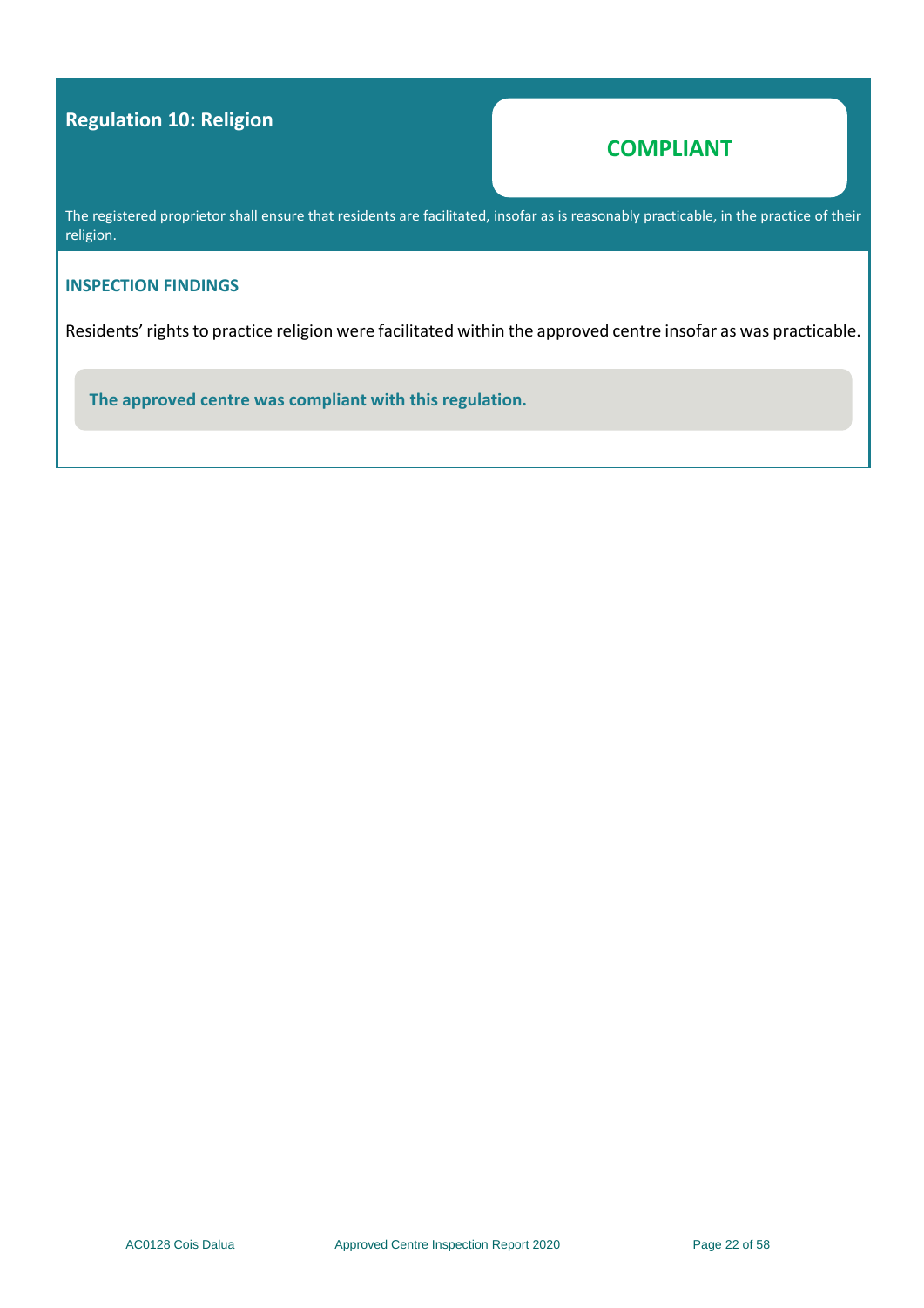## Regulation 10: Religion

**COMPLIANT**

The registered proprietor shall ensure that residents are facilitated, insofar as is reasonably practicable, in the practice of their religion.

### INSPECTION FINDINGS

Residents' rights to practice religion were facilitated within the approved centre insofar as was practicable.

**The approved centre was compliant with this regulation.**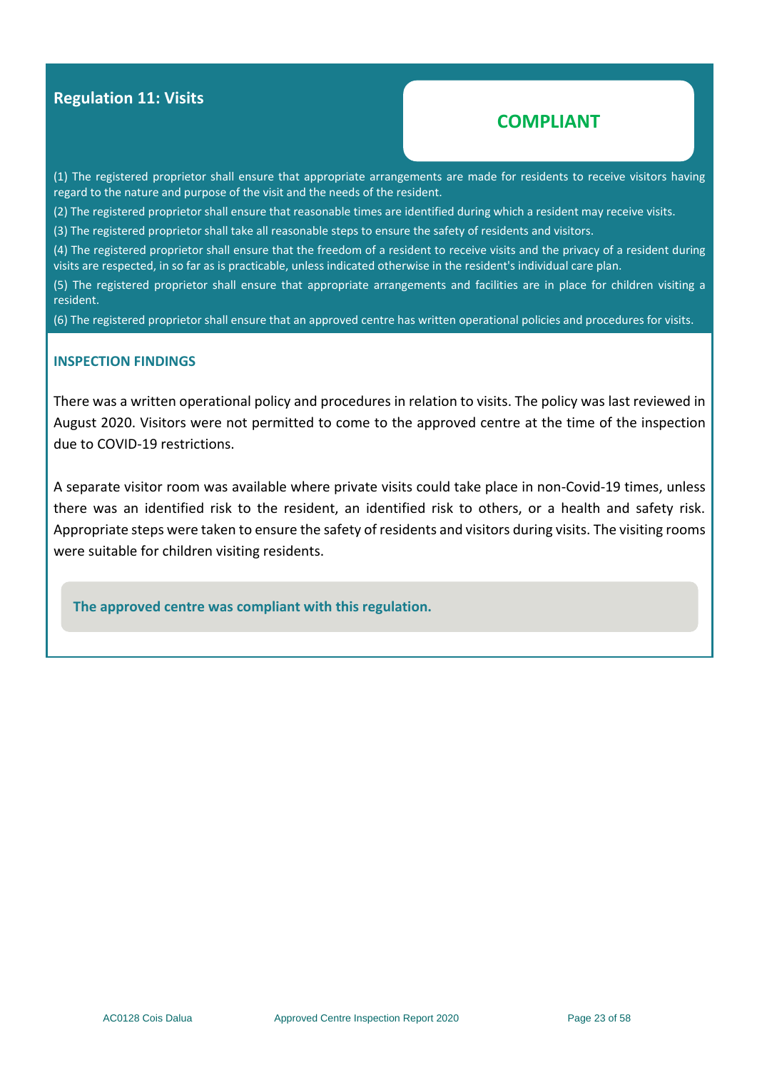## Regulation 11: Visits

**COMPLIANT**

(1) The registered proprietor shall ensure that appropriate arrangements are made for residents to receive visitors having regard to the nature and purpose of the visit and the needs of the resident.

(2) The registered proprietor shall ensure that reasonable times are identified during which a resident may receive visits.

(3) The registered proprietor shall take all reasonable steps to ensure the safety of residents and visitors.

(4) The registered proprietor shall ensure that the freedom of a resident to receive visits and the privacy of a resident during visits are respected, in so far as is practicable, unless indicated otherwise in the resident's individual care plan.

(5) The registered proprietor shall ensure that appropriate arrangements and facilities are in place for children visiting a resident.

(6) The registered proprietor shall ensure that an approved centre has written operational policies and procedures for visits.

### INSPECTION FINDINGS

There was a written operational policy and procedures in relation to visits. The policy was last reviewed in August 2020. Visitors were not permitted to come to the approved centre at the time of the inspection due to COVID-19 restrictions.

A separate visitor room was available where private visits could take place in non-Covid-19 times, unless there was an identified risk to the resident, an identified risk to others, or a health and safety risk. Appropriate steps were taken to ensure the safety of residents and visitors during visits. The visiting rooms were suitable for children visiting residents.

**The approved centre was compliant with this regulation.**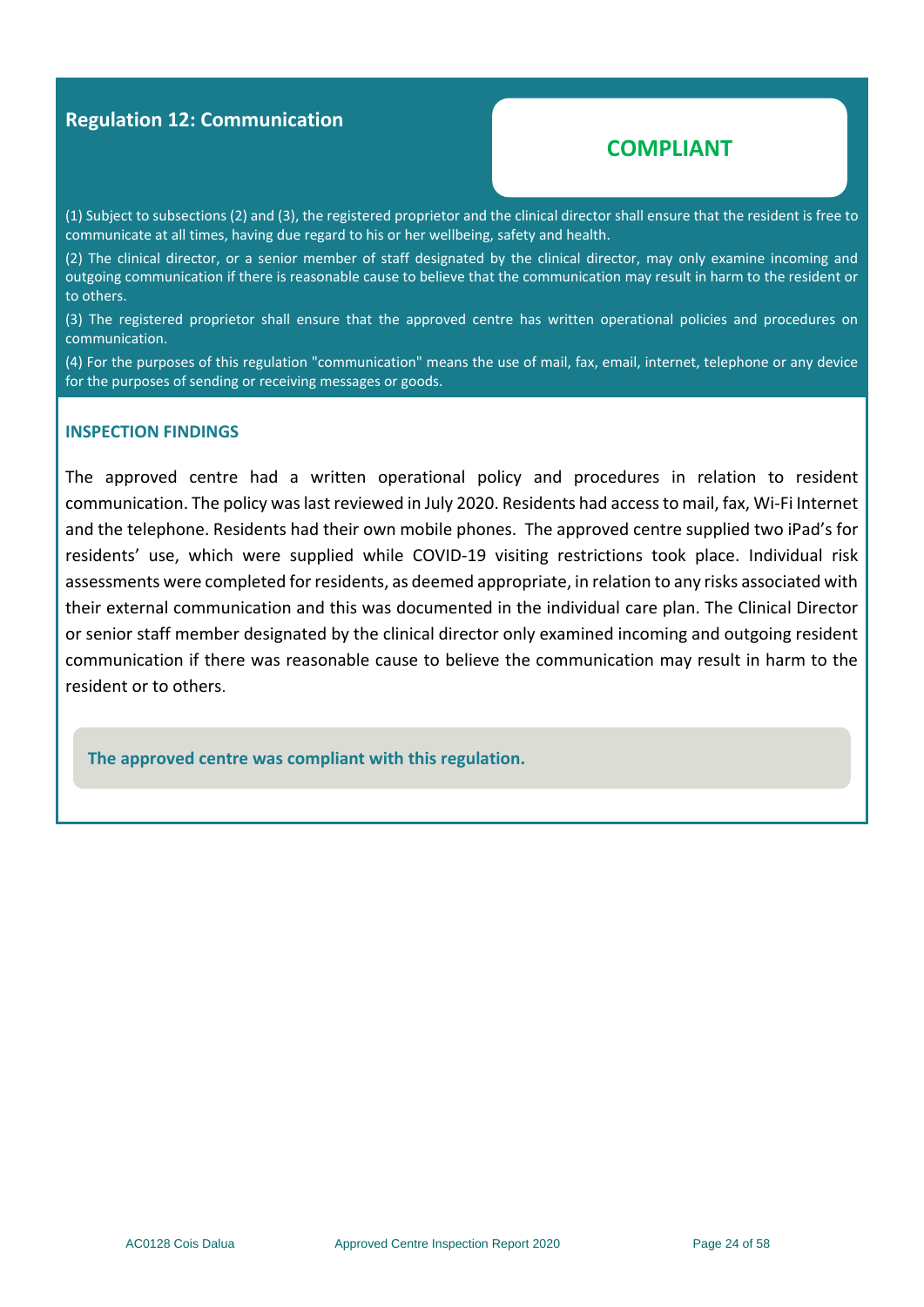## Regulation 12: Communication

**COMPLIANT**

(1) Subject to subsections (2) and (3), the registered proprietor and the clinical director shall ensure that the resident is free to communicate at all times, having due regard to his or her wellbeing, safety and health.

(2) The clinical director, or a senior member of staff designated by the clinical director, may only examine incoming and outgoing communication if there is reasonable cause to believe that the communication may result in harm to the resident or to others.

(3) The registered proprietor shall ensure that the approved centre has written operational policies and procedures on communication.

(4) For the purposes of this regulation "communication" means the use of mail, fax, email, internet, telephone or any device for the purposes of sending or receiving messages or goods.

### INSPECTION FINDINGS

The approved centre had a written operational policy and procedures in relation to resident communication. The policy was last reviewed in July 2020. Residents had access to mail, fax, Wi-Fi Internet and the telephone. Residents had their own mobile phones. The approved centre supplied two iPad's for residents' use, which were supplied while COVID-19 visiting restrictions took place. Individual risk assessments were completed for residents, as deemed appropriate, in relation to any risks associated with their external communication and this was documented in the individual care plan. The Clinical Director or senior staff member designated by the clinical director only examined incoming and outgoing resident communication if there was reasonable cause to believe the communication may result in harm to the resident or to others.

**The approved centre was compliant with this regulation.**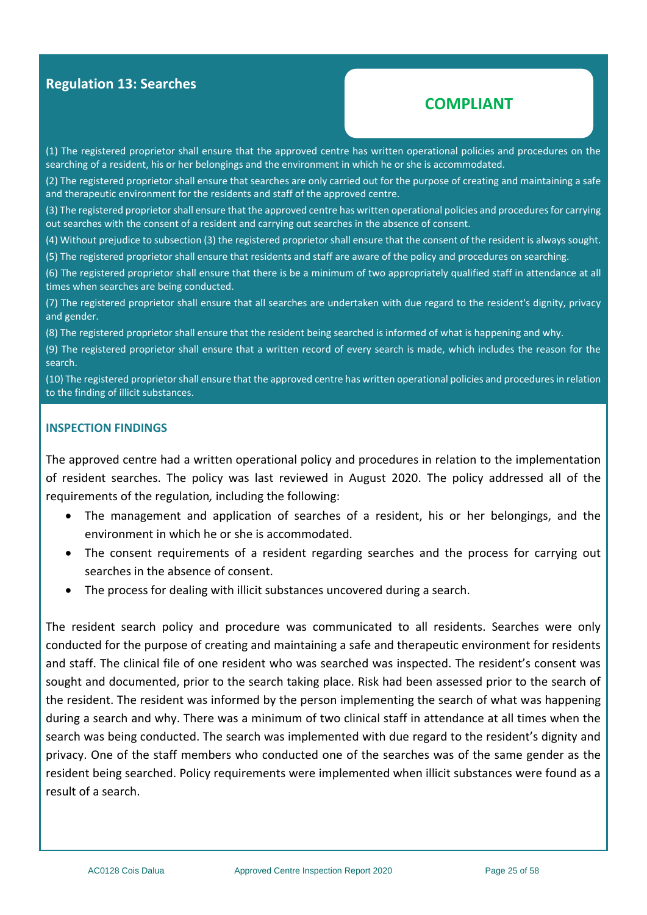## Regulation 13: Searches

**COMPLIANT**

(1) The registered proprietor shall ensure that the approved centre has written operational policies and procedures on the searching of a resident, his or her belongings and the environment in which he or she is accommodated.

(2) The registered proprietor shall ensure that searches are only carried out for the purpose of creating and maintaining a safe and therapeutic environment for the residents and staff of the approved centre.

(3) The registered proprietor shall ensure that the approved centre has written operational policies and procedures for carrying out searches with the consent of a resident and carrying out searches in the absence of consent.

(4) Without prejudice to subsection (3) the registered proprietor shall ensure that the consent of the resident is always sought.

(5) The registered proprietor shall ensure that residents and staff are aware of the policy and procedures on searching.

(6) The registered proprietor shall ensure that there is be a minimum of two appropriately qualified staff in attendance at all times when searches are being conducted.

(7) The registered proprietor shall ensure that all searches are undertaken with due regard to the resident's dignity, privacy and gender.

(8) The registered proprietor shall ensure that the resident being searched is informed of what is happening and why.

(9) The registered proprietor shall ensure that a written record of every search is made, which includes the reason for the search.

(10) The registered proprietor shall ensure that the approved centre has written operational policies and procedures in relation to the finding of illicit substances.

### INSPECTION FINDINGS

The approved centre had a written operational policy and procedures in relation to the implementation of resident searches. The policy was last reviewed in August 2020. The policy addressed all of the requirements of the regulation*,* including the following:

- The management and application of searches of a resident, his or her belongings, and the environment in which he or she is accommodated.
- The consent requirements of a resident regarding searches and the process for carrying out searches in the absence of consent.
- The process for dealing with illicit substances uncovered during a search.

The resident search policy and procedure was communicated to all residents. Searches were only conducted for the purpose of creating and maintaining a safe and therapeutic environment for residents and staff. The clinical file of one resident who was searched was inspected. The resident's consent was sought and documented, prior to the search taking place. Risk had been assessed prior to the search of the resident. The resident was informed by the person implementing the search of what was happening during a search and why. There was a minimum of two clinical staff in attendance at all times when the search was being conducted. The search was implemented with due regard to the resident's dignity and privacy. One of the staff members who conducted one of the searches was of the same gender as the resident being searched. Policy requirements were implemented when illicit substances were found as a result of a search.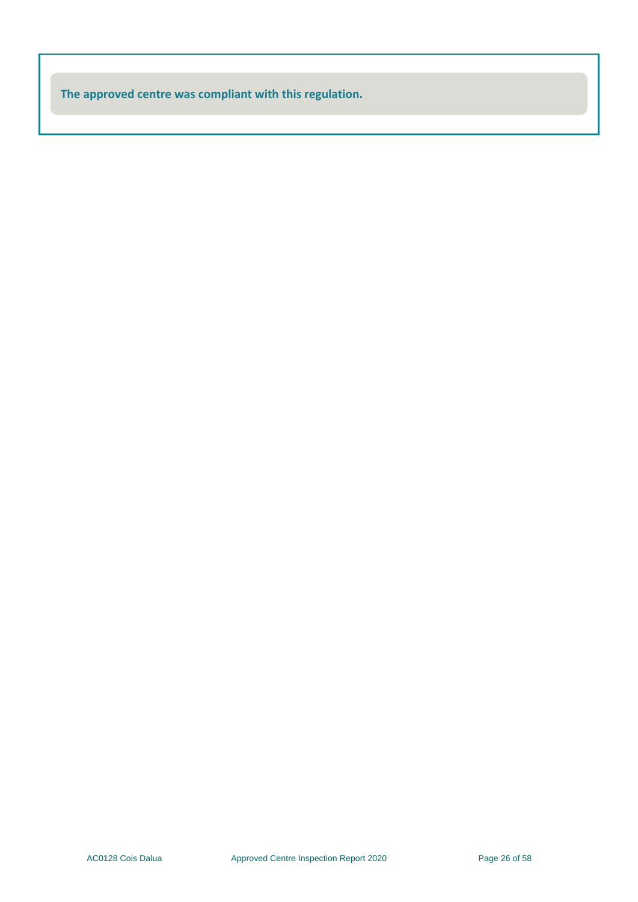**The approved centre was compliant with this regulation.**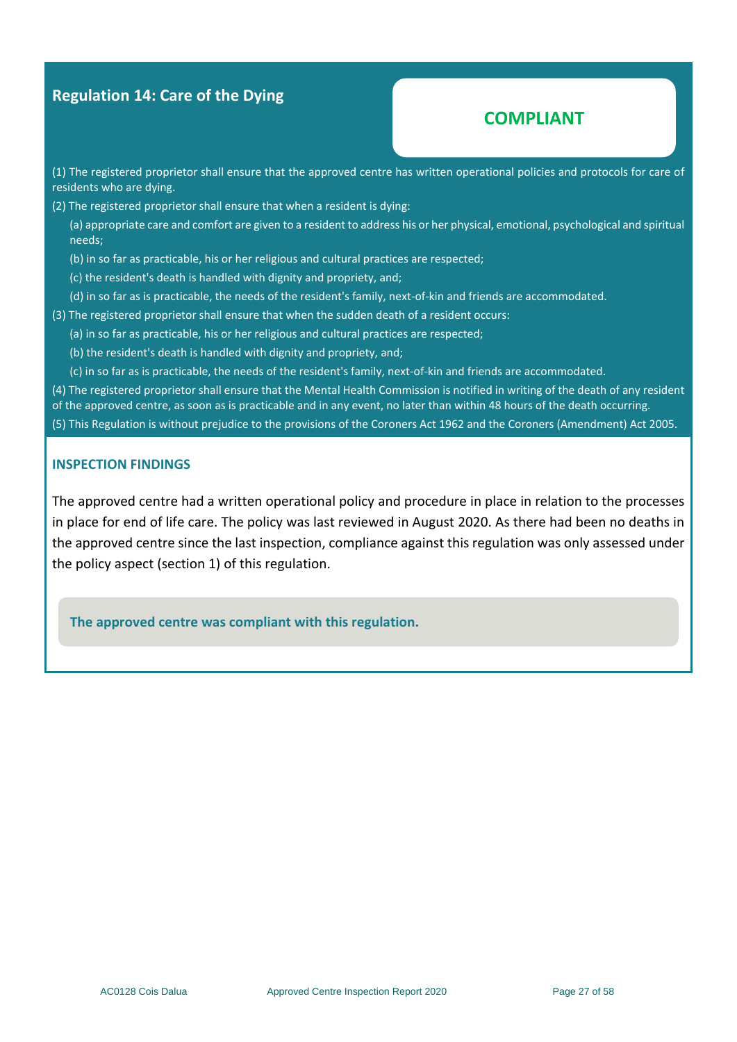## Regulation 14: Care of the Dying

**COMPLIANT**

(1) The registered proprietor shall ensure that the approved centre has written operational policies and protocols for care of residents who are dying.

(2) The registered proprietor shall ensure that when a resident is dying:

(a) appropriate care and comfort are given to a resident to address his or her physical, emotional, psychological and spiritual needs;

(b) in so far as practicable, his or her religious and cultural practices are respected;

(c) the resident's death is handled with dignity and propriety, and;

(d) in so far as is practicable, the needs of the resident's family, next-of-kin and friends are accommodated.

(3) The registered proprietor shall ensure that when the sudden death of a resident occurs:

(a) in so far as practicable, his or her religious and cultural practices are respected;

(b) the resident's death is handled with dignity and propriety, and;

(c) in so far as is practicable, the needs of the resident's family, next-of-kin and friends are accommodated.

(4) The registered proprietor shall ensure that the Mental Health Commission is notified in writing of the death of any resident of the approved centre, as soon as is practicable and in any event, no later than within 48 hours of the death occurring.

(5) This Regulation is without prejudice to the provisions of the Coroners Act 1962 and the Coroners (Amendment) Act 2005.

### INSPECTION FINDINGS

The approved centre had a written operational policy and procedure in place in relation to the processes in place for end of life care. The policy was last reviewed in August 2020. As there had been no deaths in the approved centre since the last inspection, compliance against this regulation was only assessed under the policy aspect (section 1) of this regulation.

**The approved centre was compliant with this regulation.**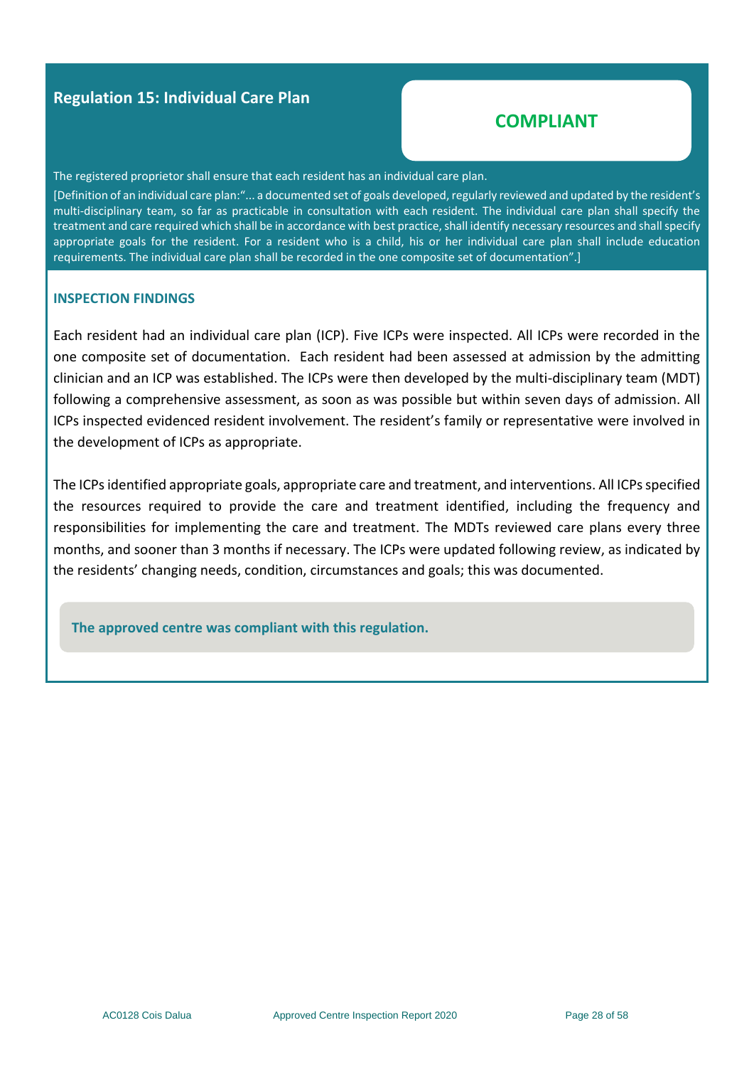## Regulation 15: Individual Care Plan

**COMPLIANT**

The registered proprietor shall ensure that each resident has an individual care plan.

[Definition of an individual care plan:"... a documented set of goals developed, regularly reviewed and updated by the resident's multi-disciplinary team, so far as practicable in consultation with each resident. The individual care plan shall specify the treatment and care required which shall be in accordance with best practice, shall identify necessary resources and shall specify appropriate goals for the resident. For a resident who is a child, his or her individual care plan shall include education requirements. The individual care plan shall be recorded in the one composite set of documentation".]

### INSPECTION FINDINGS

Each resident had an individual care plan (ICP). Five ICPs were inspected. All ICPs were recorded in the one composite set of documentation. Each resident had been assessed at admission by the admitting clinician and an ICP was established. The ICPs were then developed by the multi-disciplinary team (MDT) following a comprehensive assessment, as soon as was possible but within seven days of admission. All ICPs inspected evidenced resident involvement. The resident's family or representative were involved in the development of ICPs as appropriate.

The ICPs identified appropriate goals, appropriate care and treatment, and interventions. All ICPs specified the resources required to provide the care and treatment identified, including the frequency and responsibilities for implementing the care and treatment. The MDTs reviewed care plans every three months, and sooner than 3 months if necessary. The ICPs were updated following review, as indicated by the residents' changing needs, condition, circumstances and goals; this was documented.

**The approved centre was compliant with this regulation.**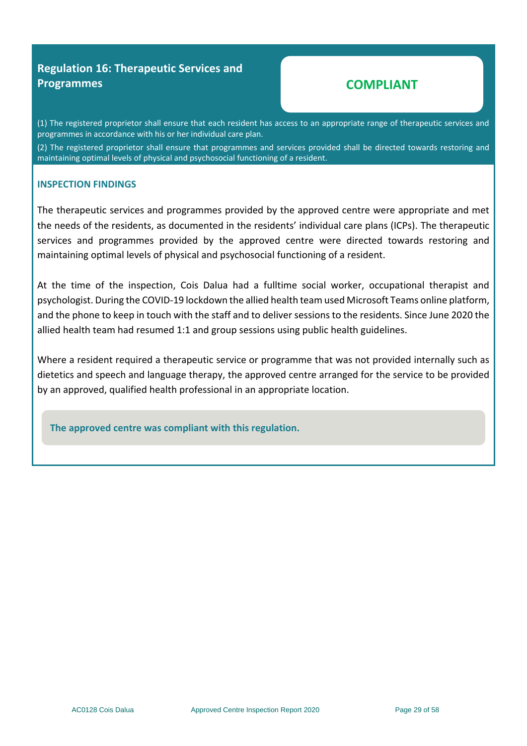## Regulation 16: Therapeutic Services and Programmes

**COMPLIANT**

(1) The registered proprietor shall ensure that each resident has access to an appropriate range of therapeutic services and programmes in accordance with his or her individual care plan.

(2) The registered proprietor shall ensure that programmes and services provided shall be directed towards restoring and maintaining optimal levels of physical and psychosocial functioning of a resident.

### INSPECTION FINDINGS

The therapeutic services and programmes provided by the approved centre were appropriate and met the needs of the residents, as documented in the residents' individual care plans (ICPs). The therapeutic services and programmes provided by the approved centre were directed towards restoring and maintaining optimal levels of physical and psychosocial functioning of a resident.

At the time of the inspection, Cois Dalua had a fulltime social worker, occupational therapist and psychologist. During the COVID-19 lockdown the allied health team used Microsoft Teams online platform, and the phone to keep in touch with the staff and to deliver sessions to the residents. Since June 2020 the allied health team had resumed 1:1 and group sessions using public health guidelines.

Where a resident required a therapeutic service or programme that was not provided internally such as dietetics and speech and language therapy, the approved centre arranged for the service to be provided by an approved, qualified health professional in an appropriate location.

**The approved centre was compliant with this regulation.**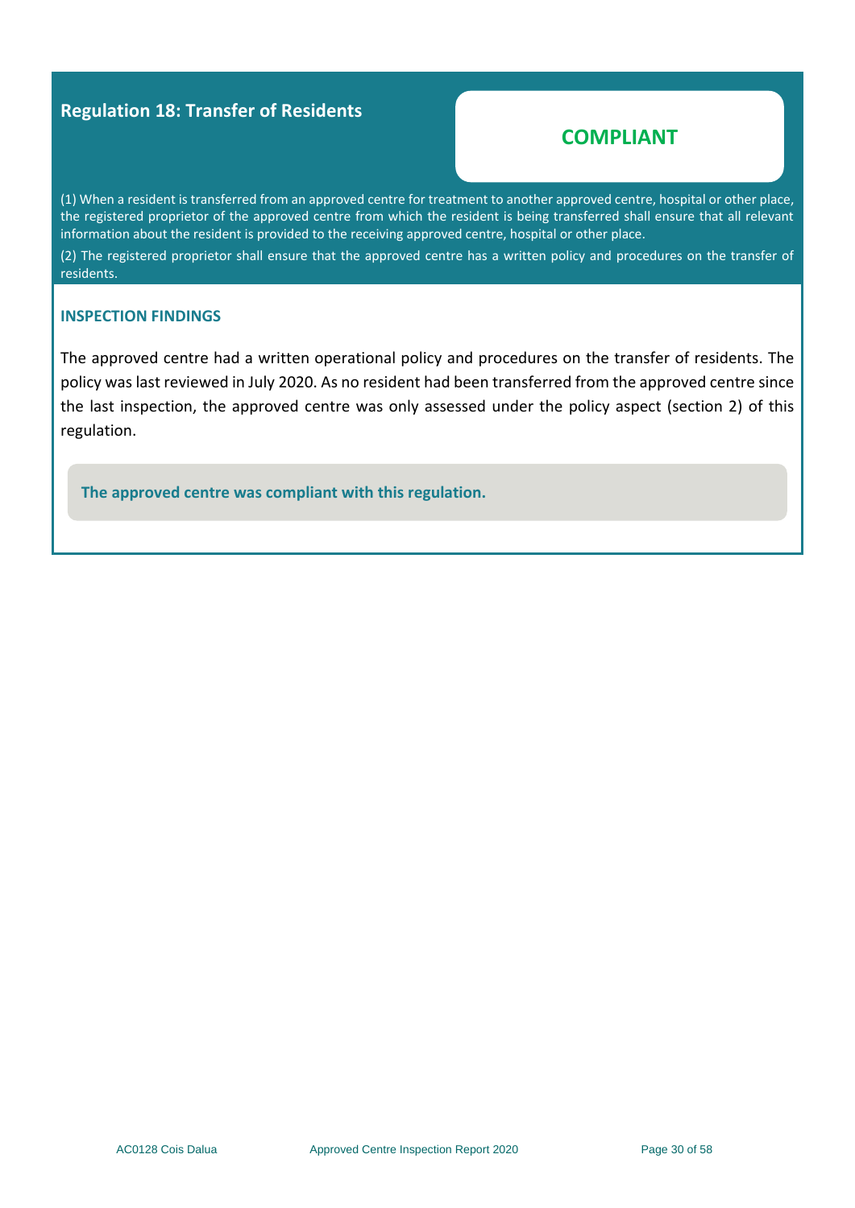## Regulation 18: Transfer of Residents

**COMPLIANT**

(1) When a resident is transferred from an approved centre for treatment to another approved centre, hospital or other place, the registered proprietor of the approved centre from which the resident is being transferred shall ensure that all relevant information about the resident is provided to the receiving approved centre, hospital or other place.

(2) The registered proprietor shall ensure that the approved centre has a written policy and procedures on the transfer of residents.

### INSPECTION FINDINGS

The approved centre had a written operational policy and procedures on the transfer of residents. The policy was last reviewed in July 2020. As no resident had been transferred from the approved centre since the last inspection, the approved centre was only assessed under the policy aspect (section 2) of this regulation.

**The approved centre was compliant with this regulation.**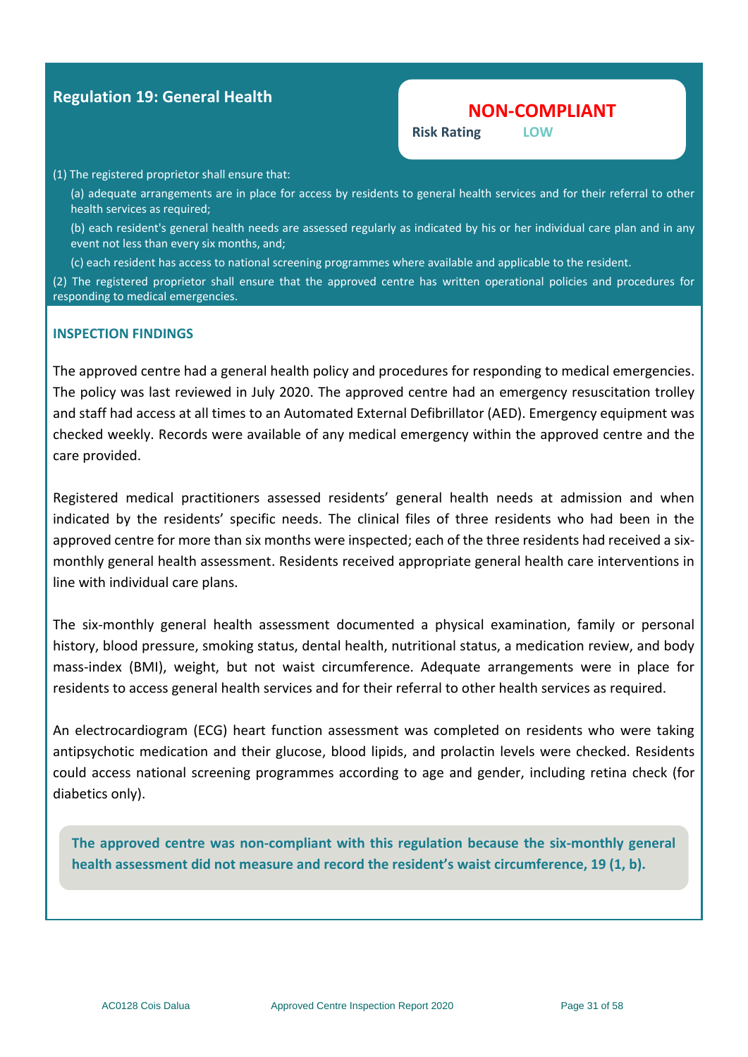## Regulation 19: General Health

**NON-COMPLIANT**

**Risk Rating** LOW

(1) The registered proprietor shall ensure that:

(a) adequate arrangements are in place for access by residents to general health services and for their referral to other health services as required;

(b) each resident's general health needs are assessed regularly as indicated by his or her individual care plan and in any event not less than every six months, and;

(c) each resident has access to national screening programmes where available and applicable to the resident.

(2) The registered proprietor shall ensure that the approved centre has written operational policies and procedures for responding to medical emergencies.

### INSPECTION FINDINGS

The approved centre had a general health policy and procedures for responding to medical emergencies. The policy was last reviewed in July 2020. The approved centre had an emergency resuscitation trolley and staff had access at all times to an Automated External Defibrillator (AED). Emergency equipment was checked weekly. Records were available of any medical emergency within the approved centre and the care provided.

Registered medical practitioners assessed residents' general health needs at admission and when indicated by the residents' specific needs. The clinical files of three residents who had been in the approved centre for more than six months were inspected; each of the three residents had received a six-monthly general health assessment. Residents received appropriate general health care interventions in line with individual care plans.

The six-monthly general health assessment documented a physical examination, family or personal history, blood pressure, smoking status, dental health, nutritional status, a medication review, and body mass-index (BMI), weight, but not waist circumference. Adequate arrangements were in place for residents to access general health services and for their referral to other health services as required.

An electrocardiogram (ECG) heart function assessment was completed on residents who were taking antipsychotic medication and their glucose, blood lipids, and prolactin levels were checked. Residents could access national screening programmes according to age and gender, including retina check (for diabetics only).

**The approved centre was non-compliant with this regulation because the six-monthly general health assessment did not measure and record the resident's waist circumference, 19 (1, b).**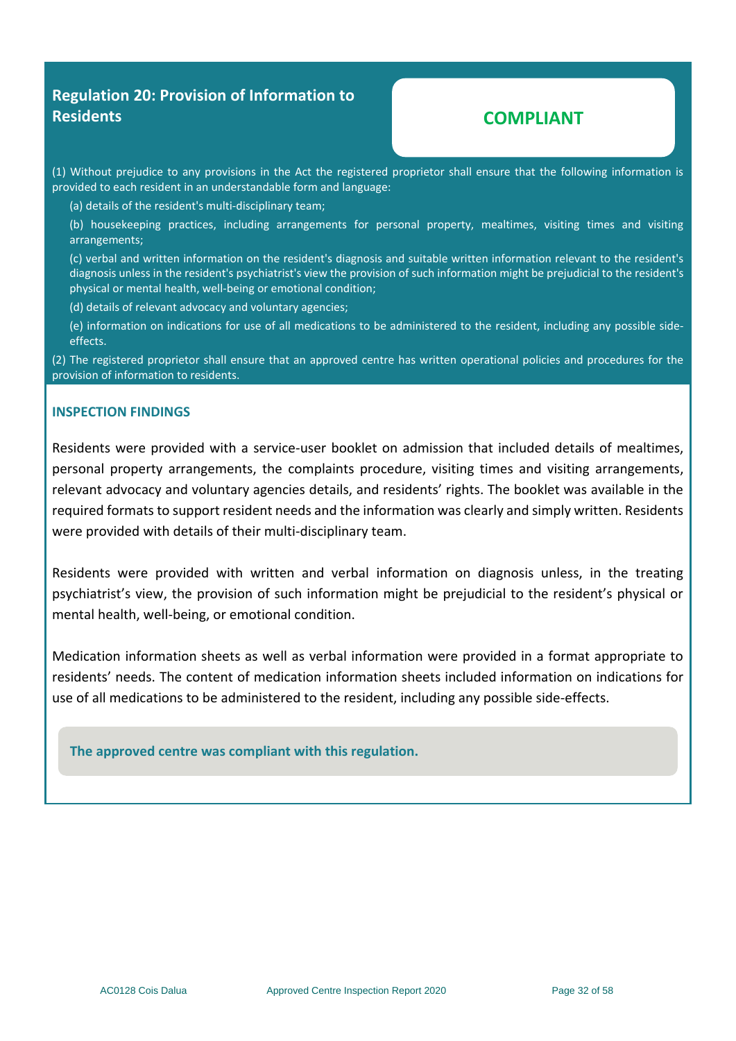## Regulation 20: Provision of Information to Residents

**COMPLIANT**

(1) Without prejudice to any provisions in the Act the registered proprietor shall ensure that the following information is provided to each resident in an understandable form and language:

(a) details of the resident's multi-disciplinary team;

(b) housekeeping practices, including arrangements for personal property, mealtimes, visiting times and visiting arrangements;

(c) verbal and written information on the resident's diagnosis and suitable written information relevant to the resident's diagnosis unless in the resident's psychiatrist's view the provision of such information might be prejudicial to the resident's physical or mental health, well-being or emotional condition;

(d) details of relevant advocacy and voluntary agencies;

(e) information on indications for use of all medications to be administered to the resident, including any possible side-effects.

(2) The registered proprietor shall ensure that an approved centre has written operational policies and procedures for the provision of information to residents.

### INSPECTION FINDINGS

Residents were provided with a service-user booklet on admission that included details of mealtimes, personal property arrangements, the complaints procedure, visiting times and visiting arrangements, relevant advocacy and voluntary agencies details, and residents' rights. The booklet was available in the required formats to support resident needs and the information was clearly and simply written. Residents were provided with details of their multi-disciplinary team.

Residents were provided with written and verbal information on diagnosis unless, in the treating psychiatrist's view, the provision of such information might be prejudicial to the resident's physical or mental health, well-being, or emotional condition.

Medication information sheets as well as verbal information were provided in a format appropriate to residents' needs. The content of medication information sheets included information on indications for use of all medications to be administered to the resident, including any possible side-effects.

**The approved centre was compliant with this regulation.**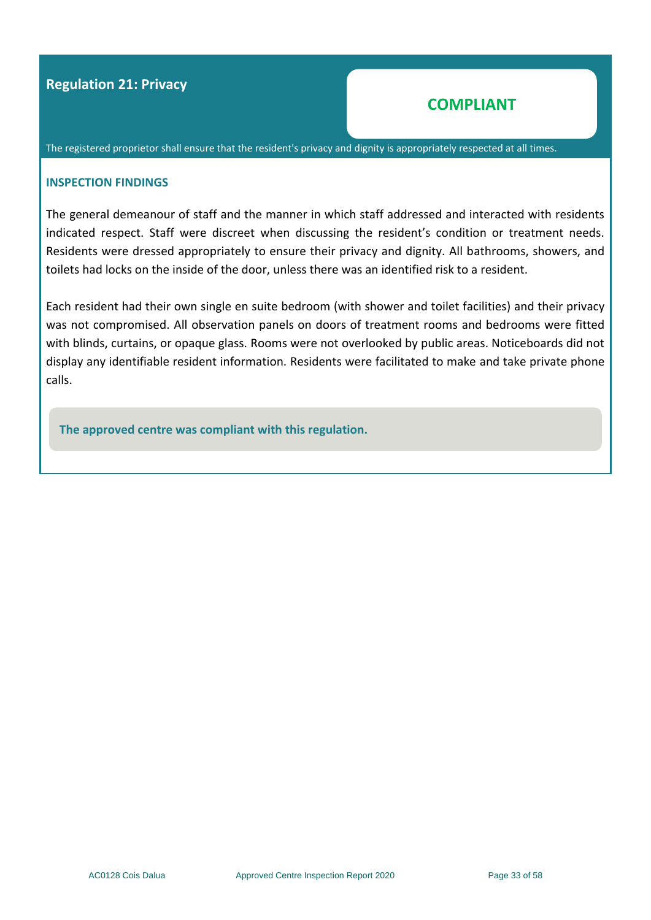## Regulation 21: Privacy

**COMPLIANT**

The registered proprietor shall ensure that the resident's privacy and dignity is appropriately respected at all times.

### INSPECTION FINDINGS

The general demeanour of staff and the manner in which staff addressed and interacted with residents indicated respect. Staff were discreet when discussing the resident's condition or treatment needs. Residents were dressed appropriately to ensure their privacy and dignity. All bathrooms, showers, and toilets had locks on the inside of the door, unless there was an identified risk to a resident.

Each resident had their own single en suite bedroom (with shower and toilet facilities) and their privacy was not compromised. All observation panels on doors of treatment rooms and bedrooms were fitted with blinds, curtains, or opaque glass. Rooms were not overlooked by public areas. Noticeboards did not display any identifiable resident information. Residents were facilitated to make and take private phone calls.

**The approved centre was compliant with this regulation.**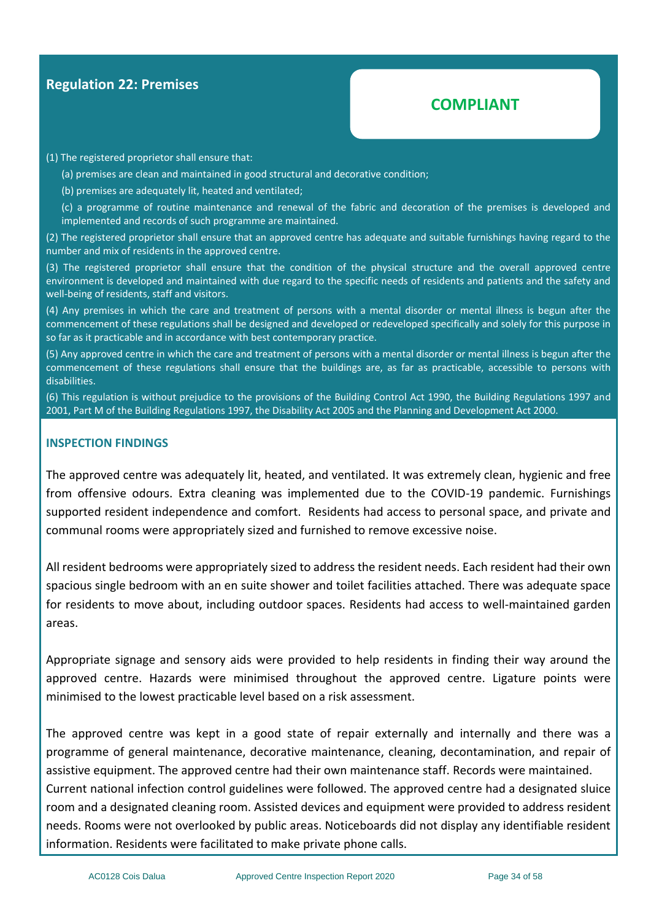## Regulation 22: Premises

**COMPLIANT**

(1) The registered proprietor shall ensure that:

(a) premises are clean and maintained in good structural and decorative condition;

(b) premises are adequately lit, heated and ventilated;

(c) a programme of routine maintenance and renewal of the fabric and decoration of the premises is developed and implemented and records of such programme are maintained.

(2) The registered proprietor shall ensure that an approved centre has adequate and suitable furnishings having regard to the number and mix of residents in the approved centre.

(3) The registered proprietor shall ensure that the condition of the physical structure and the overall approved centre environment is developed and maintained with due regard to the specific needs of residents and patients and the safety and well-being of residents, staff and visitors.

(4) Any premises in which the care and treatment of persons with a mental disorder or mental illness is begun after the commencement of these regulations shall be designed and developed or redeveloped specifically and solely for this purpose in so far as it practicable and in accordance with best contemporary practice.

(5) Any approved centre in which the care and treatment of persons with a mental disorder or mental illness is begun after the commencement of these regulations shall ensure that the buildings are, as far as practicable, accessible to persons with disabilities.

(6) This regulation is without prejudice to the provisions of the Building Control Act 1990, the Building Regulations 1997 and 2001, Part M of the Building Regulations 1997, the Disability Act 2005 and the Planning and Development Act 2000.

### INSPECTION FINDINGS

The approved centre was adequately lit, heated, and ventilated. It was extremely clean, hygienic and free from offensive odours. Extra cleaning was implemented due to the COVID-19 pandemic. Furnishings supported resident independence and comfort. Residents had access to personal space, and private and communal rooms were appropriately sized and furnished to remove excessive noise.

All resident bedrooms were appropriately sized to address the resident needs. Each resident had their own spacious single bedroom with an en suite shower and toilet facilities attached. There was adequate space for residents to move about, including outdoor spaces. Residents had access to well-maintained garden areas.

Appropriate signage and sensory aids were provided to help residents in finding their way around the approved centre. Hazards were minimised throughout the approved centre. Ligature points were minimised to the lowest practicable level based on a risk assessment.

The approved centre was kept in a good state of repair externally and internally and there was a programme of general maintenance, decorative maintenance, cleaning, decontamination, and repair of assistive equipment. The approved centre had their own maintenance staff. Records were maintained. Current national infection control guidelines were followed. The approved centre had a designated sluice room and a designated cleaning room. Assisted devices and equipment were provided to address resident needs. Rooms were not overlooked by public areas. Noticeboards did not display any identifiable resident information. Residents were facilitated to make private phone calls.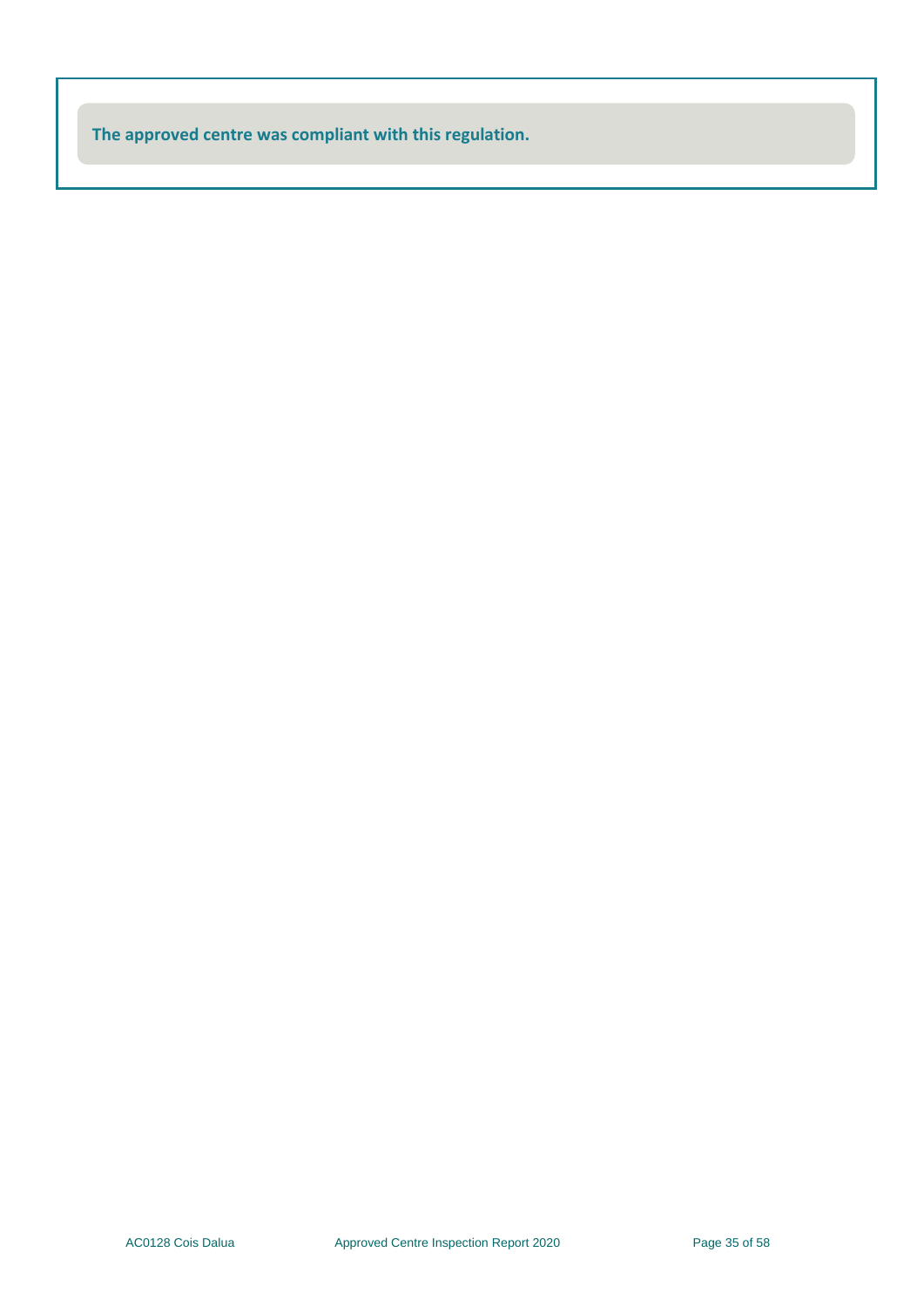**The approved centre was compliant with this regulation.**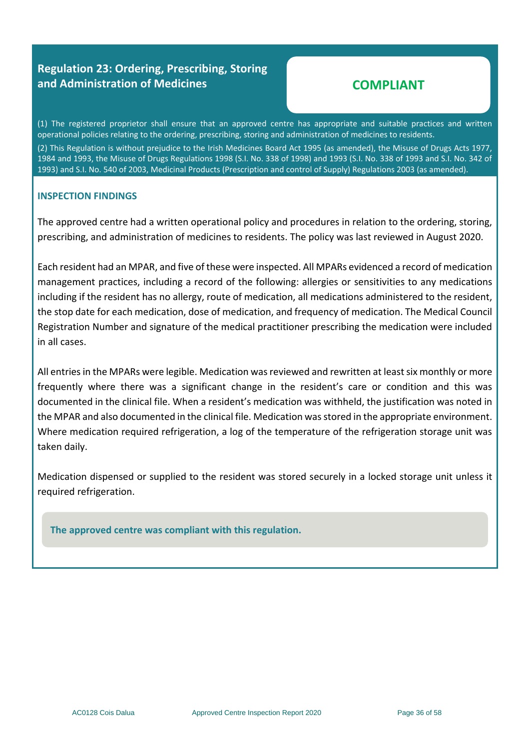## Regulation 23: Ordering, Prescribing, Storing and Administration of Medicines

**COMPLIANT**

(1) The registered proprietor shall ensure that an approved centre has appropriate and suitable practices and written operational policies relating to the ordering, prescribing, storing and administration of medicines to residents.

(2) This Regulation is without prejudice to the Irish Medicines Board Act 1995 (as amended), the Misuse of Drugs Acts 1977, 1984 and 1993, the Misuse of Drugs Regulations 1998 (S.I. No. 338 of 1998) and 1993 (S.I. No. 338 of 1993 and S.I. No. 342 of 1993) and S.I. No. 540 of 2003, Medicinal Products (Prescription and control of Supply) Regulations 2003 (as amended).

### INSPECTION FINDINGS

The approved centre had a written operational policy and procedures in relation to the ordering, storing, prescribing, and administration of medicines to residents. The policy was last reviewed in August 2020.

Each resident had an MPAR, and five of these were inspected. All MPARs evidenced a record of medication management practices, including a record of the following: allergies or sensitivities to any medications including if the resident has no allergy, route of medication, all medications administered to the resident, the stop date for each medication, dose of medication, and frequency of medication. The Medical Council Registration Number and signature of the medical practitioner prescribing the medication were included in all cases.

All entries in the MPARs were legible. Medication was reviewed and rewritten at least six monthly or more frequently where there was a significant change in the resident's care or condition and this was documented in the clinical file. When a resident's medication was withheld, the justification was noted in the MPAR and also documented in the clinical file. Medication was stored in the appropriate environment. Where medication required refrigeration, a log of the temperature of the refrigeration storage unit was taken daily.

Medication dispensed or supplied to the resident was stored securely in a locked storage unit unless it required refrigeration.

**The approved centre was compliant with this regulation.**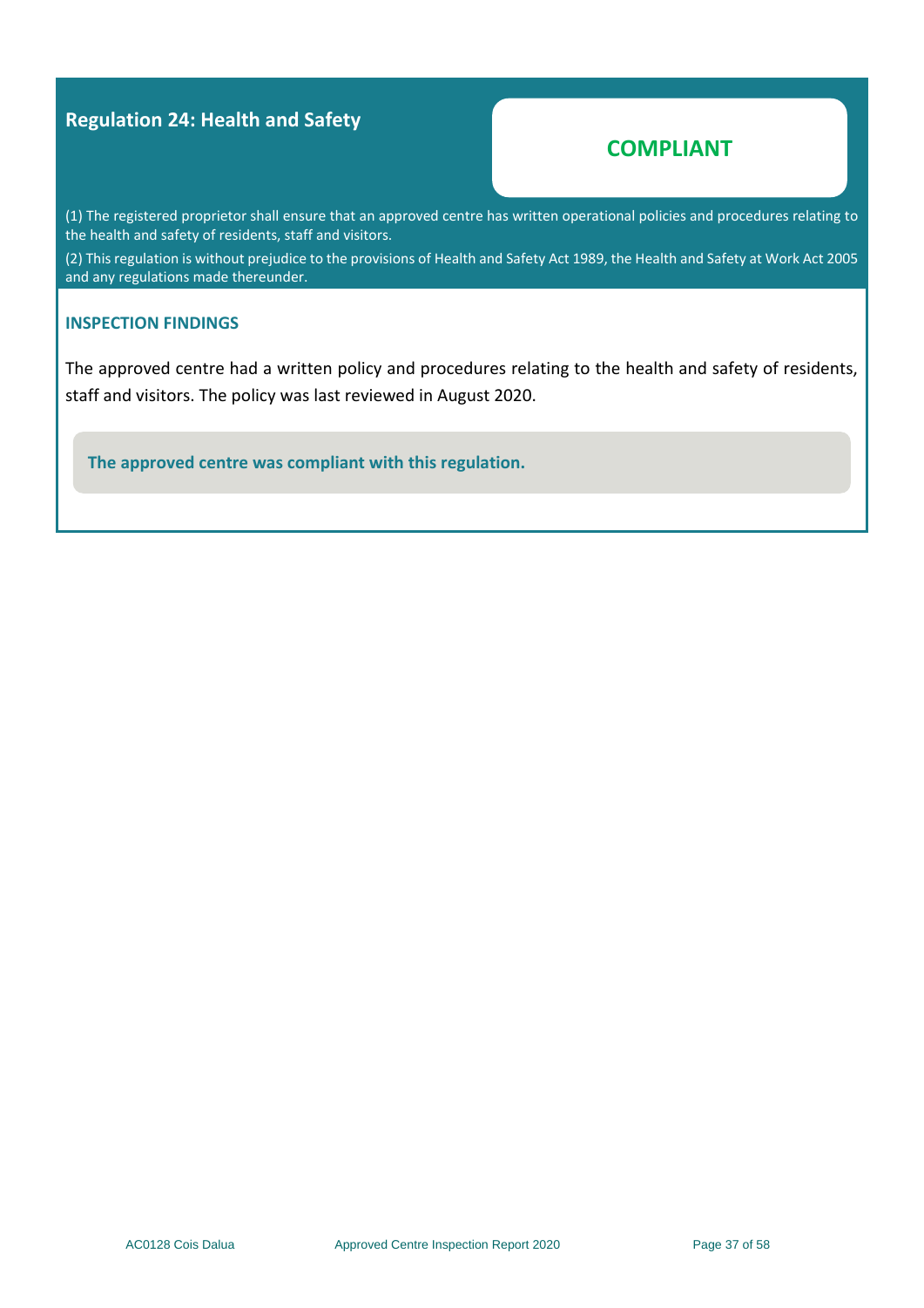## Regulation 24: Health and Safety

**COMPLIANT**

(1) The registered proprietor shall ensure that an approved centre has written operational policies and procedures relating to the health and safety of residents, staff and visitors.

(2) This regulation is without prejudice to the provisions of Health and Safety Act 1989, the Health and Safety at Work Act 2005 and any regulations made thereunder.

### INSPECTION FINDINGS

The approved centre had a written policy and procedures relating to the health and safety of residents, staff and visitors. The policy was last reviewed in August 2020.

**The approved centre was compliant with this regulation.**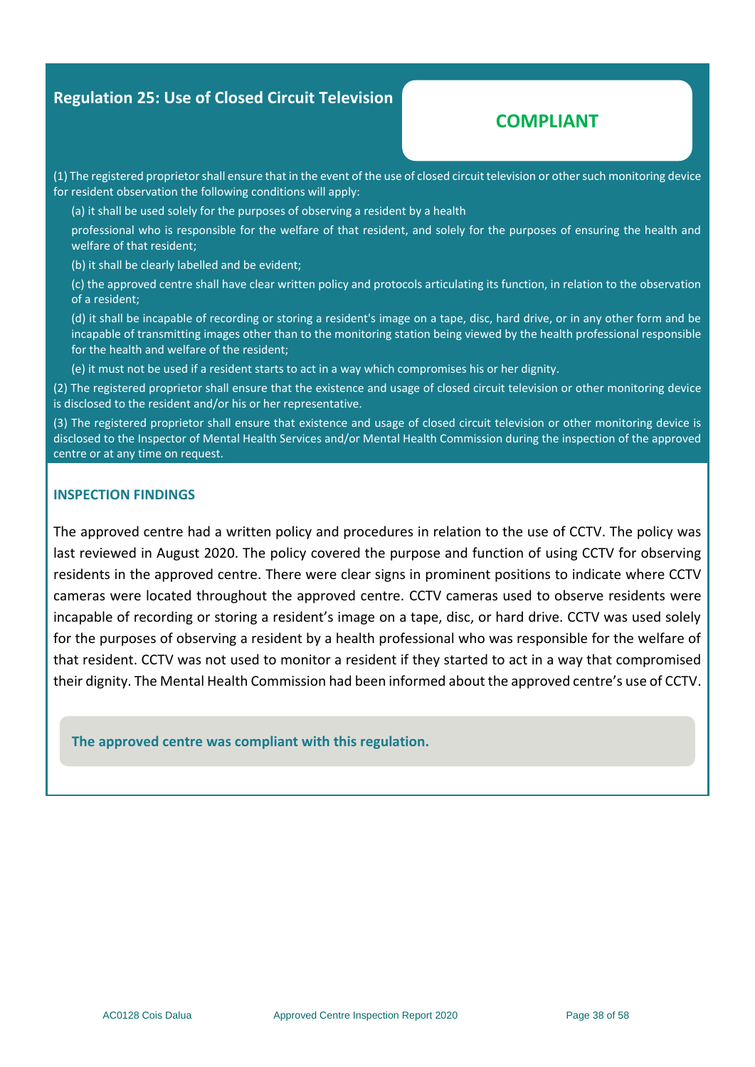## Regulation 25: Use of Closed Circuit Television

**COMPLIANT**

(1) The registered proprietor shall ensure that in the event of the use of closed circuit television or other such monitoring device for resident observation the following conditions will apply:

(a) it shall be used solely for the purposes of observing a resident by a health professional who is responsible for the welfare of that resident, and solely for the purposes of ensuring the health and welfare of that resident;

(b) it shall be clearly labelled and be evident;

(c) the approved centre shall have clear written policy and protocols articulating its function, in relation to the observation of a resident;

(d) it shall be incapable of recording or storing a resident's image on a tape, disc, hard drive, or in any other form and be incapable of transmitting images other than to the monitoring station being viewed by the health professional responsible for the health and welfare of the resident;

(e) it must not be used if a resident starts to act in a way which compromises his or her dignity.

(2) The registered proprietor shall ensure that the existence and usage of closed circuit television or other monitoring device is disclosed to the resident and/or his or her representative.

(3) The registered proprietor shall ensure that existence and usage of closed circuit television or other monitoring device is disclosed to the Inspector of Mental Health Services and/or Mental Health Commission during the inspection of the approved centre or at any time on request.

### INSPECTION FINDINGS

The approved centre had a written policy and procedures in relation to the use of CCTV. The policy was last reviewed in August 2020. The policy covered the purpose and function of using CCTV for observing residents in the approved centre. There were clear signs in prominent positions to indicate where CCTV cameras were located throughout the approved centre. CCTV cameras used to observe residents were incapable of recording or storing a resident's image on a tape, disc, or hard drive. CCTV was used solely for the purposes of observing a resident by a health professional who was responsible for the welfare of that resident. CCTV was not used to monitor a resident if they started to act in a way that compromised their dignity. The Mental Health Commission had been informed about the approved centre's use of CCTV.

**The approved centre was compliant with this regulation.**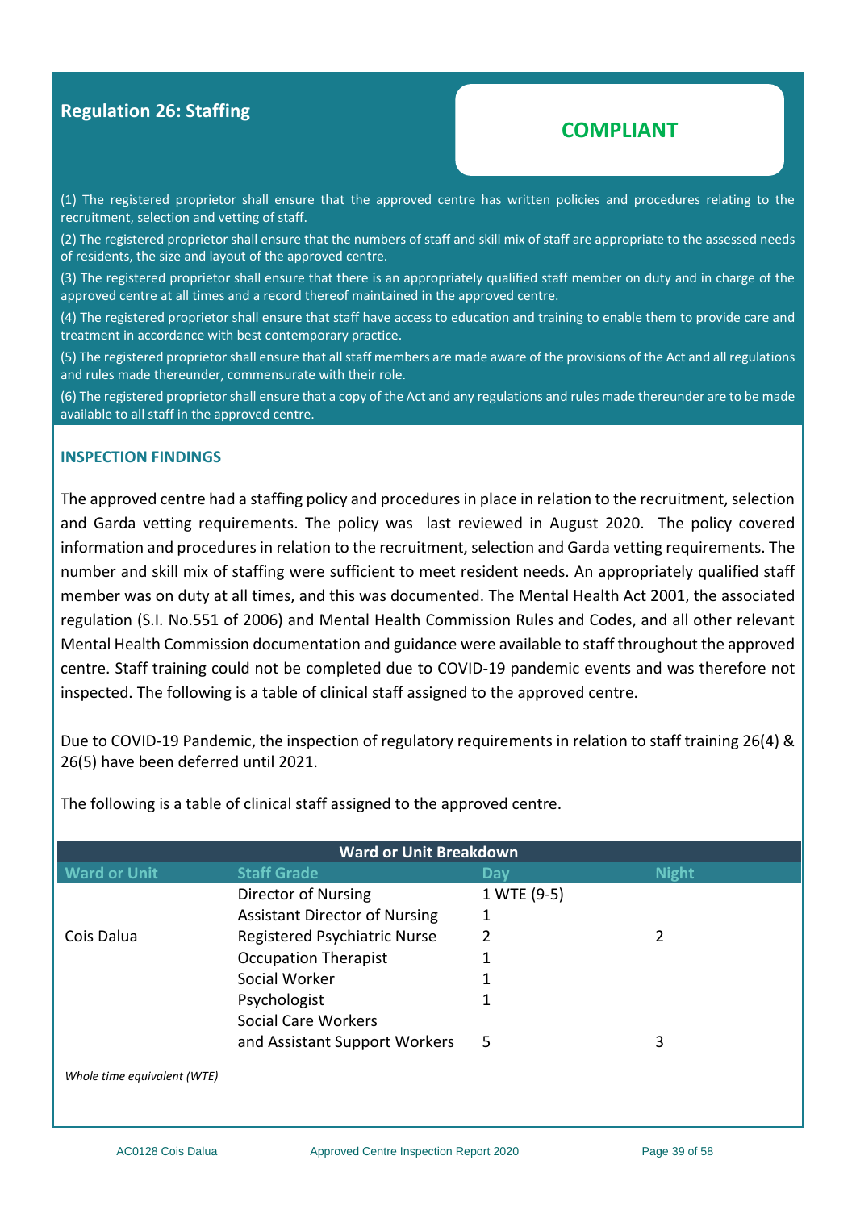## Regulation 26: Staffing

**COMPLIANT**

(1) The registered proprietor shall ensure that the approved centre has written policies and procedures relating to the recruitment, selection and vetting of staff.

(2) The registered proprietor shall ensure that the numbers of staff and skill mix of staff are appropriate to the assessed needs of residents, the size and layout of the approved centre.

(3) The registered proprietor shall ensure that there is an appropriately qualified staff member on duty and in charge of the approved centre at all times and a record thereof maintained in the approved centre.

(4) The registered proprietor shall ensure that staff have access to education and training to enable them to provide care and treatment in accordance with best contemporary practice.

(5) The registered proprietor shall ensure that all staff members are made aware of the provisions of the Act and all regulations and rules made thereunder, commensurate with their role.

(6) The registered proprietor shall ensure that a copy of the Act and any regulations and rules made thereunder are to be made available to all staff in the approved centre.

### INSPECTION FINDINGS

The approved centre had a staffing policy and procedures in place in relation to the recruitment, selection and Garda vetting requirements. The policy was last reviewed in August 2020. The policy covered information and procedures in relation to the recruitment, selection and Garda vetting requirements. The number and skill mix of staffing were sufficient to meet resident needs. An appropriately qualified staff member was on duty at all times, and this was documented. The Mental Health Act 2001, the associated regulation (S.I. No.551 of 2006) and Mental Health Commission Rules and Codes, and all other relevant Mental Health Commission documentation and guidance were available to staff throughout the approved centre. Staff training could not be completed due to COVID-19 pandemic events and was therefore not inspected. The following is a table of clinical staff assigned to the approved centre.

Due to COVID-19 Pandemic, the inspection of regulatory requirements in relation to staff training 26(4) & 26(5) have been deferred until 2021.

The following is a table of clinical staff assigned to the approved centre.

| Ward or Unit Breakdown | | | |
|---|---|---|---|
| **Ward or Unit** | **Staff Grade** | **Day** | **Night** |
| Cois Dalua | Director of Nursing | 1 WTE (9-5) | |
| | Assistant Director of Nursing | 1 | |
| | Registered Psychiatric Nurse | 2 | 2 |
| | Occupation Therapist | 1 | |
| | Social Worker | 1 | |
| | Psychologist | 1 | |
| | Social Care Workers and Assistant Support Workers | 5 | 3 |

*Whole time equivalent (WTE)*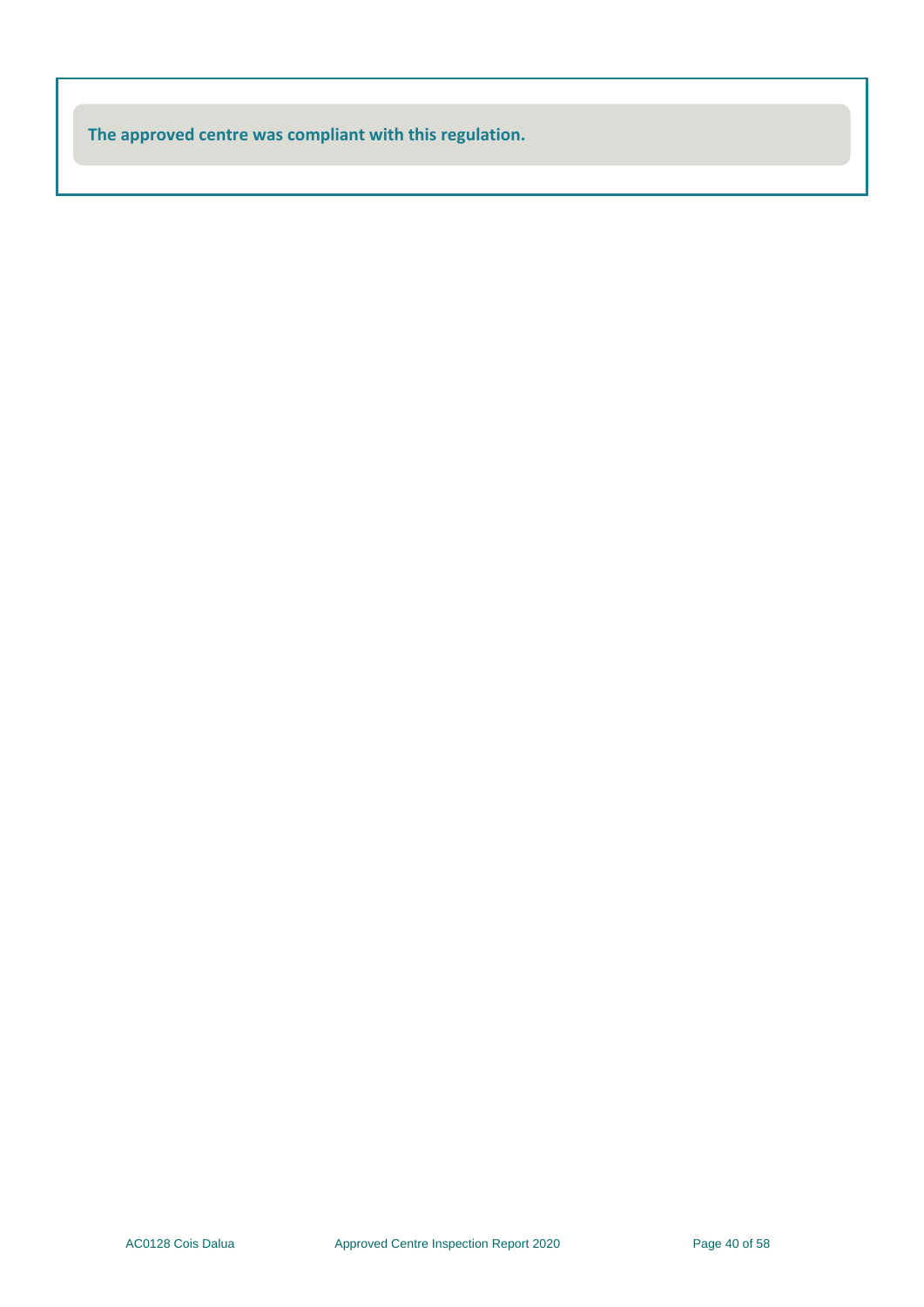**The approved centre was compliant with this regulation.**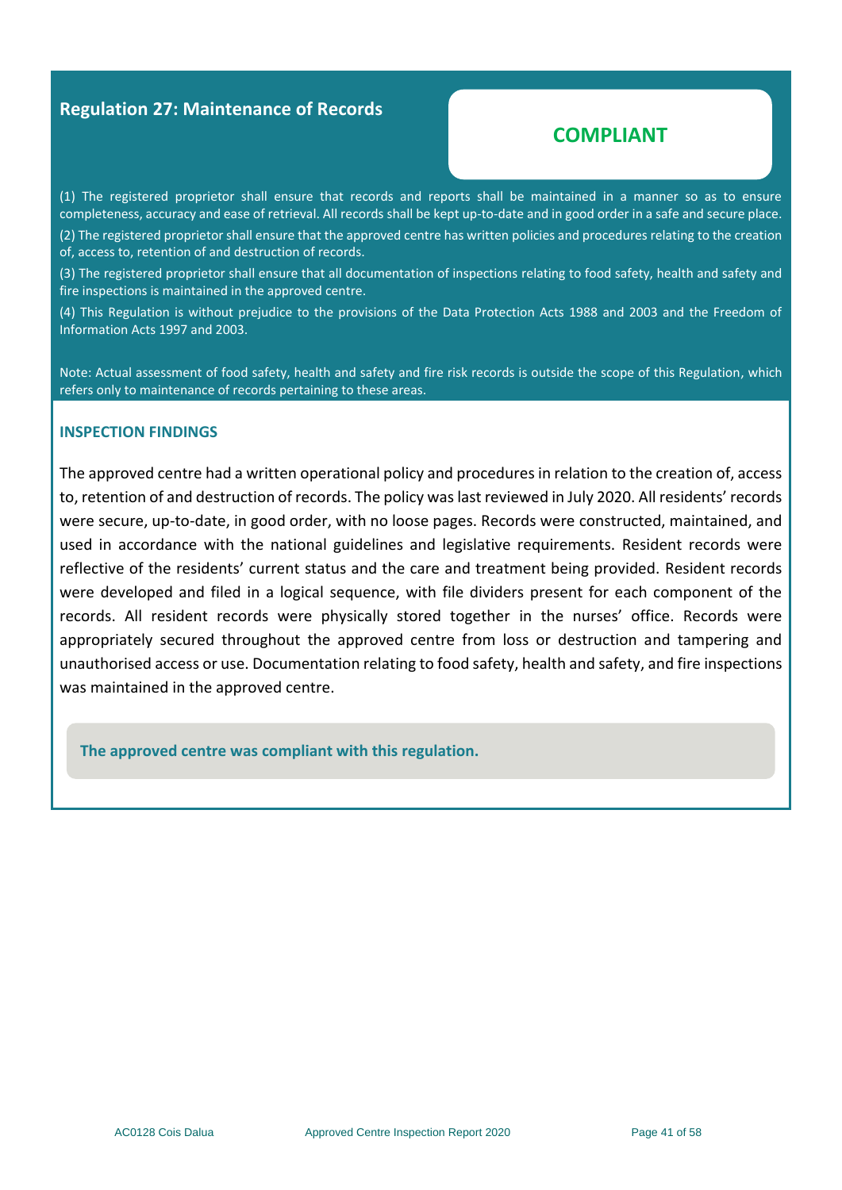## Regulation 27: Maintenance of Records

**COMPLIANT**

(1) The registered proprietor shall ensure that records and reports shall be maintained in a manner so as to ensure completeness, accuracy and ease of retrieval. All records shall be kept up-to-date and in good order in a safe and secure place.

(2) The registered proprietor shall ensure that the approved centre has written policies and procedures relating to the creation of, access to, retention of and destruction of records.

(3) The registered proprietor shall ensure that all documentation of inspections relating to food safety, health and safety and fire inspections is maintained in the approved centre.

(4) This Regulation is without prejudice to the provisions of the Data Protection Acts 1988 and 2003 and the Freedom of Information Acts 1997 and 2003.

Note: Actual assessment of food safety, health and safety and fire risk records is outside the scope of this Regulation, which refers only to maintenance of records pertaining to these areas.

### INSPECTION FINDINGS

The approved centre had a written operational policy and procedures in relation to the creation of, access to, retention of and destruction of records. The policy was last reviewed in July 2020. All residents' records were secure, up-to-date, in good order, with no loose pages. Records were constructed, maintained, and used in accordance with the national guidelines and legislative requirements. Resident records were reflective of the residents' current status and the care and treatment being provided. Resident records were developed and filed in a logical sequence, with file dividers present for each component of the records. All resident records were physically stored together in the nurses' office. Records were appropriately secured throughout the approved centre from loss or destruction and tampering and unauthorised access or use. Documentation relating to food safety, health and safety, and fire inspections was maintained in the approved centre.

**The approved centre was compliant with this regulation.**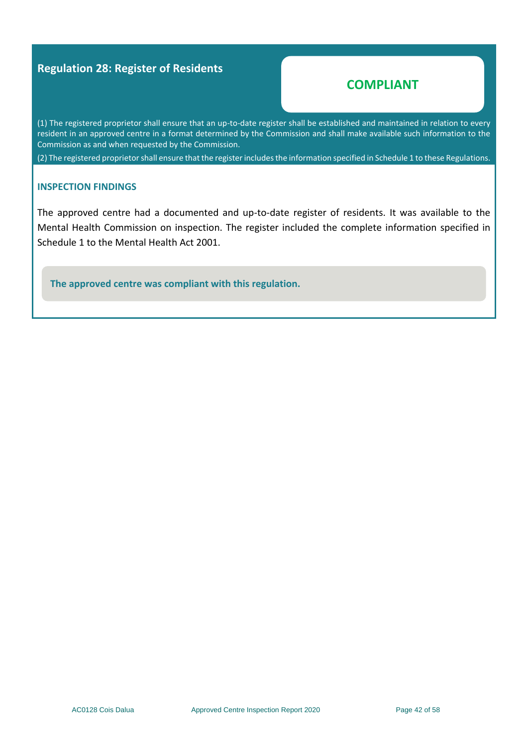## Regulation 28: Register of Residents

**COMPLIANT**

(1) The registered proprietor shall ensure that an up-to-date register shall be established and maintained in relation to every resident in an approved centre in a format determined by the Commission and shall make available such information to the Commission as and when requested by the Commission.

(2) The registered proprietor shall ensure that the register includes the information specified in Schedule 1 to these Regulations.

### INSPECTION FINDINGS

The approved centre had a documented and up-to-date register of residents. It was available to the Mental Health Commission on inspection. The register included the complete information specified in Schedule 1 to the Mental Health Act 2001.

**The approved centre was compliant with this regulation.**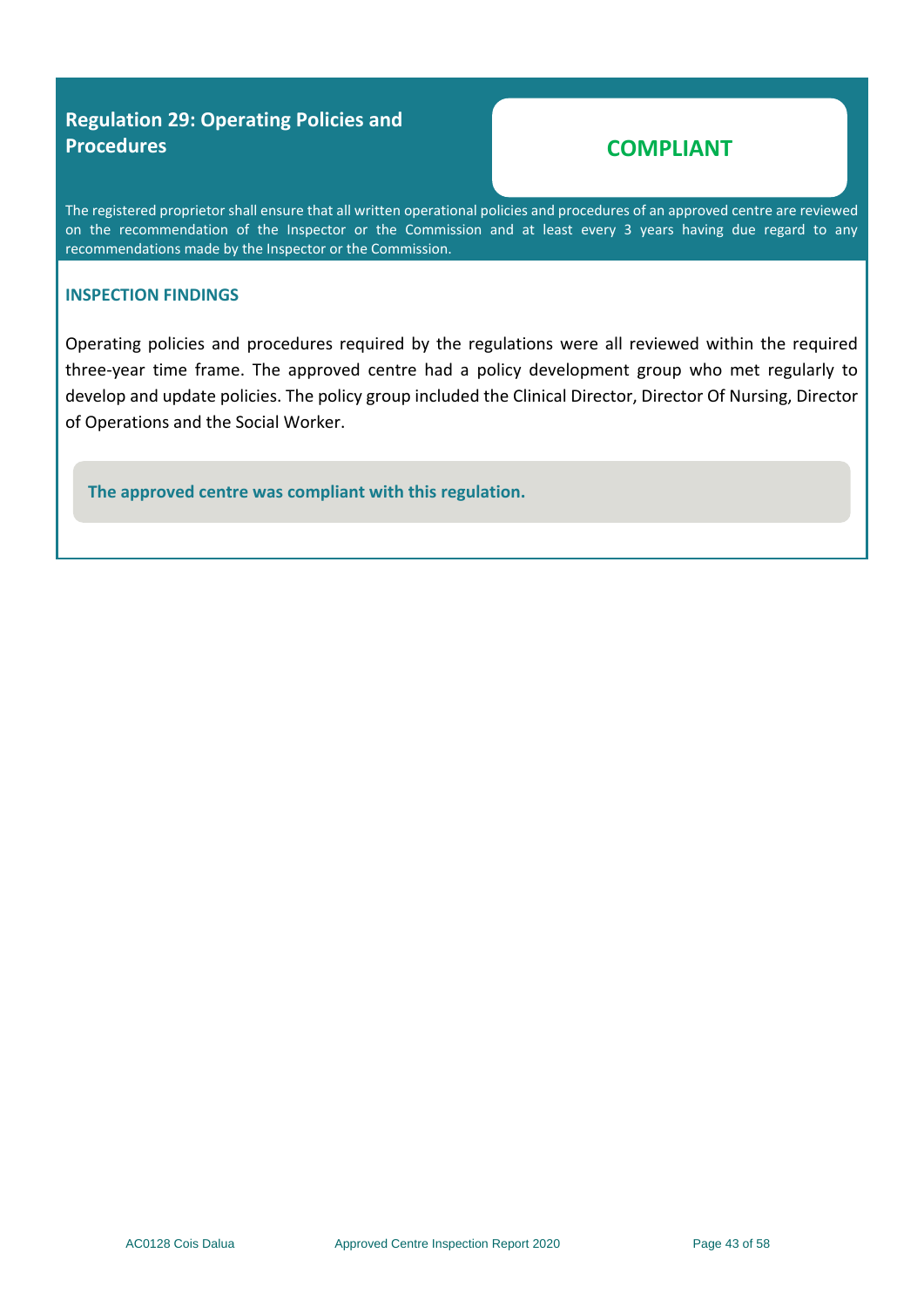## Regulation 29: Operating Policies and Procedures

**COMPLIANT**

The registered proprietor shall ensure that all written operational policies and procedures of an approved centre are reviewed on the recommendation of the Inspector or the Commission and at least every 3 years having due regard to any recommendations made by the Inspector or the Commission.

### INSPECTION FINDINGS

Operating policies and procedures required by the regulations were all reviewed within the required three-year time frame. The approved centre had a policy development group who met regularly to develop and update policies. The policy group included the Clinical Director, Director Of Nursing, Director of Operations and the Social Worker.

**The approved centre was compliant with this regulation.**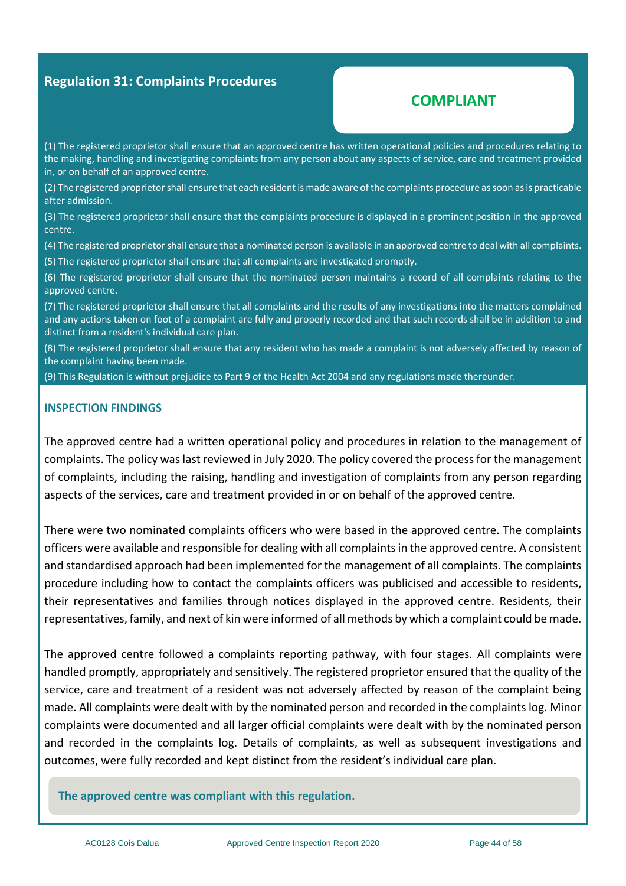## Regulation 31: Complaints Procedures

**COMPLIANT**

(1) The registered proprietor shall ensure that an approved centre has written operational policies and procedures relating to the making, handling and investigating complaints from any person about any aspects of service, care and treatment provided in, or on behalf of an approved centre.

(2) The registered proprietor shall ensure that each resident is made aware of the complaints procedure as soon as is practicable after admission.

(3) The registered proprietor shall ensure that the complaints procedure is displayed in a prominent position in the approved centre.

(4) The registered proprietor shall ensure that a nominated person is available in an approved centre to deal with all complaints.

(5) The registered proprietor shall ensure that all complaints are investigated promptly.

(6) The registered proprietor shall ensure that the nominated person maintains a record of all complaints relating to the approved centre.

(7) The registered proprietor shall ensure that all complaints and the results of any investigations into the matters complained and any actions taken on foot of a complaint are fully and properly recorded and that such records shall be in addition to and distinct from a resident's individual care plan.

(8) The registered proprietor shall ensure that any resident who has made a complaint is not adversely affected by reason of the complaint having been made.

(9) This Regulation is without prejudice to Part 9 of the Health Act 2004 and any regulations made thereunder.

### INSPECTION FINDINGS

The approved centre had a written operational policy and procedures in relation to the management of complaints. The policy was last reviewed in July 2020. The policy covered the process for the management of complaints, including the raising, handling and investigation of complaints from any person regarding aspects of the services, care and treatment provided in or on behalf of the approved centre.

There were two nominated complaints officers who were based in the approved centre. The complaints officers were available and responsible for dealing with all complaints in the approved centre. A consistent and standardised approach had been implemented for the management of all complaints. The complaints procedure including how to contact the complaints officers was publicised and accessible to residents, their representatives and families through notices displayed in the approved centre. Residents, their representatives, family, and next of kin were informed of all methods by which a complaint could be made.

The approved centre followed a complaints reporting pathway, with four stages. All complaints were handled promptly, appropriately and sensitively. The registered proprietor ensured that the quality of the service, care and treatment of a resident was not adversely affected by reason of the complaint being made. All complaints were dealt with by the nominated person and recorded in the complaints log. Minor complaints were documented and all larger official complaints were dealt with by the nominated person and recorded in the complaints log. Details of complaints, as well as subsequent investigations and outcomes, were fully recorded and kept distinct from the resident's individual care plan.

**The approved centre was compliant with this regulation.**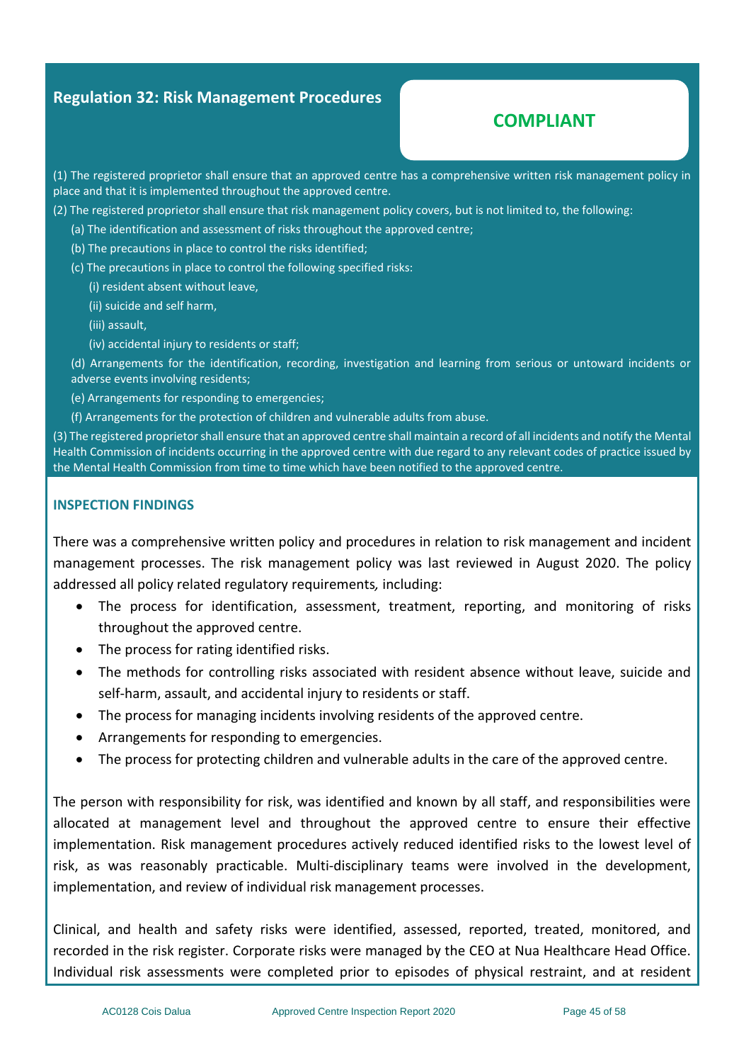## Regulation 32: Risk Management Procedures

**COMPLIANT**

(1) The registered proprietor shall ensure that an approved centre has a comprehensive written risk management policy in place and that it is implemented throughout the approved centre.

(2) The registered proprietor shall ensure that risk management policy covers, but is not limited to, the following:

(a) The identification and assessment of risks throughout the approved centre;

(b) The precautions in place to control the risks identified;

(c) The precautions in place to control the following specified risks:

(i) resident absent without leave,

(ii) suicide and self harm,

(iii) assault,

(iv) accidental injury to residents or staff;

(d) Arrangements for the identification, recording, investigation and learning from serious or untoward incidents or adverse events involving residents;

(e) Arrangements for responding to emergencies;

(f) Arrangements for the protection of children and vulnerable adults from abuse.

(3) The registered proprietor shall ensure that an approved centre shall maintain a record of all incidents and notify the Mental Health Commission of incidents occurring in the approved centre with due regard to any relevant codes of practice issued by the Mental Health Commission from time to time which have been notified to the approved centre.

### INSPECTION FINDINGS

There was a comprehensive written policy and procedures in relation to risk management and incident management processes. The risk management policy was last reviewed in August 2020. The policy addressed all policy related regulatory requirements, including:

- The process for identification, assessment, treatment, reporting, and monitoring of risks throughout the approved centre.
- The process for rating identified risks.
- The methods for controlling risks associated with resident absence without leave, suicide and self-harm, assault, and accidental injury to residents or staff.
- The process for managing incidents involving residents of the approved centre.
- Arrangements for responding to emergencies.
- The process for protecting children and vulnerable adults in the care of the approved centre.

The person with responsibility for risk, was identified and known by all staff, and responsibilities were allocated at management level and throughout the approved centre to ensure their effective implementation. Risk management procedures actively reduced identified risks to the lowest level of risk, as was reasonably practicable. Multi-disciplinary teams were involved in the development, implementation, and review of individual risk management processes.

Clinical, and health and safety risks were identified, assessed, reported, treated, monitored, and recorded in the risk register. Corporate risks were managed by the CEO at Nua Healthcare Head Office. Individual risk assessments were completed prior to episodes of physical restraint, and at resident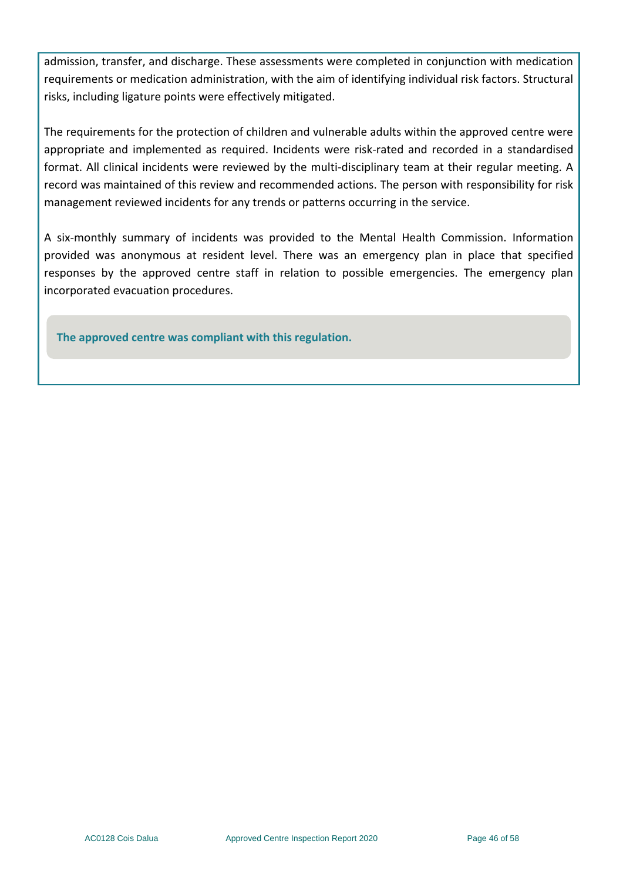admission, transfer, and discharge. These assessments were completed in conjunction with medication requirements or medication administration, with the aim of identifying individual risk factors. Structural risks, including ligature points were effectively mitigated.

The requirements for the protection of children and vulnerable adults within the approved centre were appropriate and implemented as required. Incidents were risk-rated and recorded in a standardised format. All clinical incidents were reviewed by the multi-disciplinary team at their regular meeting. A record was maintained of this review and recommended actions. The person with responsibility for risk management reviewed incidents for any trends or patterns occurring in the service.

A six-monthly summary of incidents was provided to the Mental Health Commission. Information provided was anonymous at resident level. There was an emergency plan in place that specified responses by the approved centre staff in relation to possible emergencies. The emergency plan incorporated evacuation procedures.

**The approved centre was compliant with this regulation.**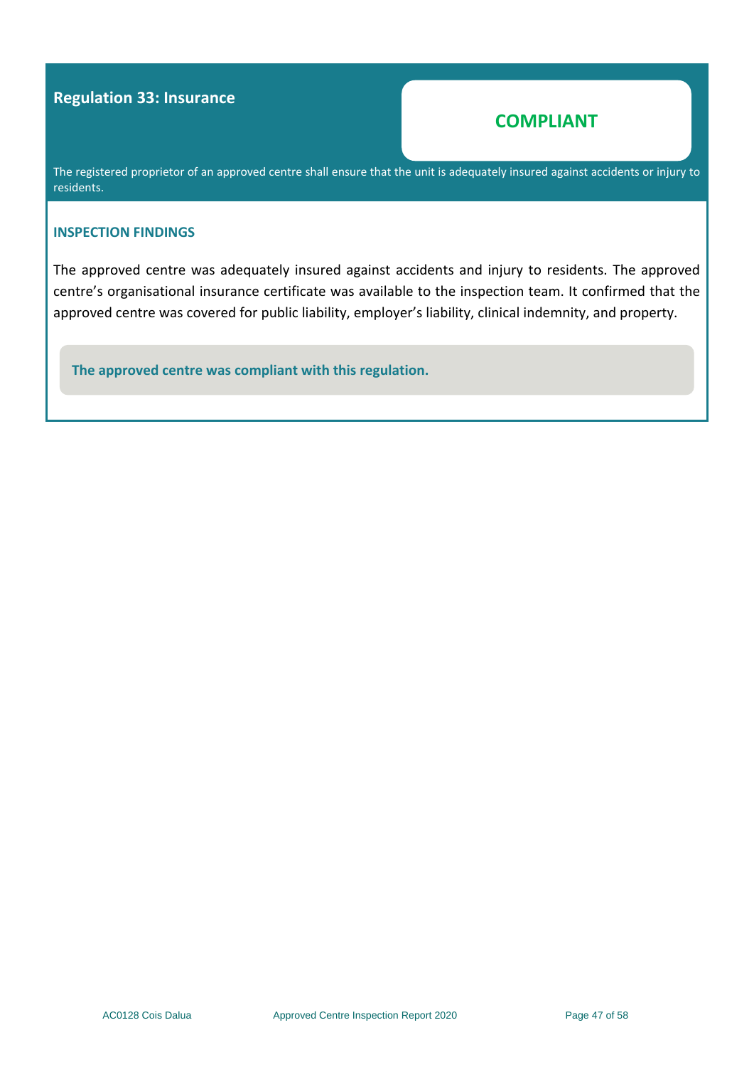## Regulation 33: Insurance

**COMPLIANT**

The registered proprietor of an approved centre shall ensure that the unit is adequately insured against accidents or injury to residents.

### INSPECTION FINDINGS

The approved centre was adequately insured against accidents and injury to residents. The approved centre's organisational insurance certificate was available to the inspection team. It confirmed that the approved centre was covered for public liability, employer's liability, clinical indemnity, and property.

**The approved centre was compliant with this regulation.**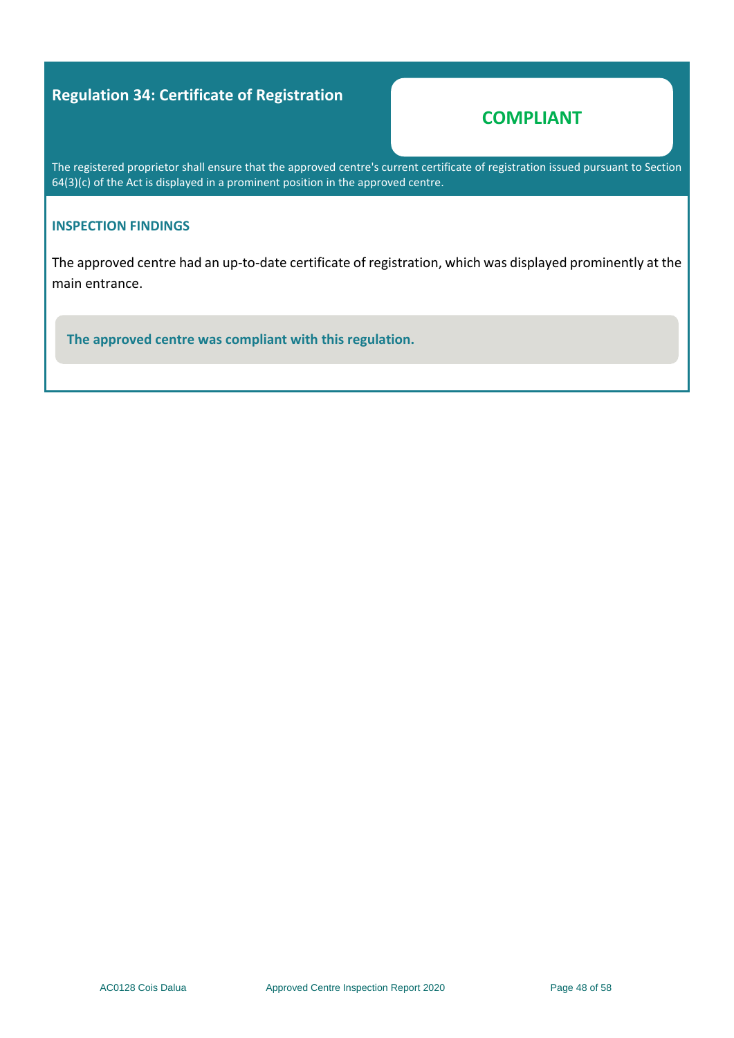## Regulation 34: Certificate of Registration

**COMPLIANT**

The registered proprietor shall ensure that the approved centre's current certificate of registration issued pursuant to Section 64(3)(c) of the Act is displayed in a prominent position in the approved centre.

### INSPECTION FINDINGS

The approved centre had an up-to-date certificate of registration, which was displayed prominently at the main entrance.

**The approved centre was compliant with this regulation.**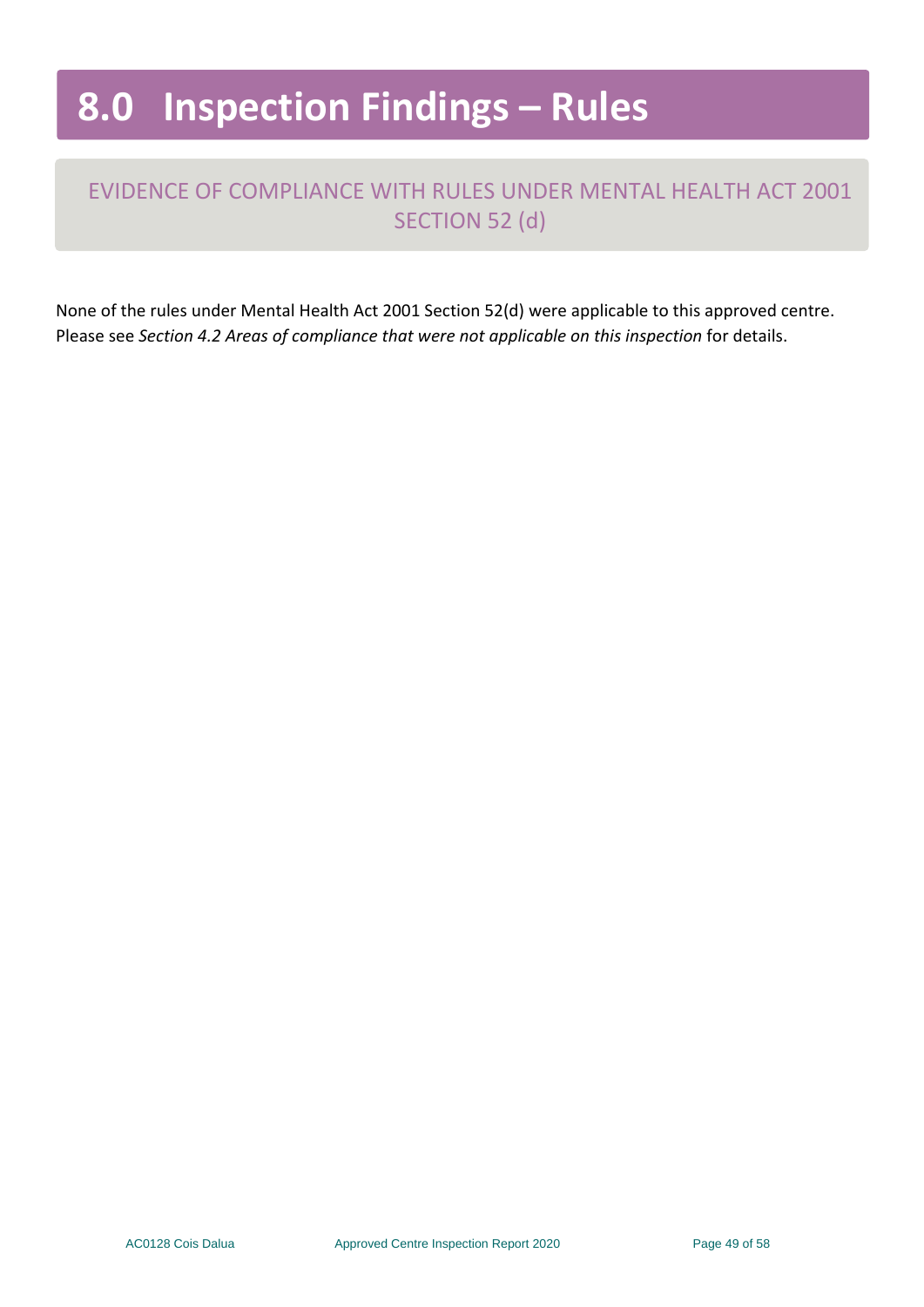# 8.0 Inspection Findings – Rules

## EVIDENCE OF COMPLIANCE WITH RULES UNDER MENTAL HEALTH ACT 2001 SECTION 52 (d)

None of the rules under Mental Health Act 2001 Section 52(d) were applicable to this approved centre. Please see *Section 4.2 Areas of compliance that were not applicable on this inspection* for details.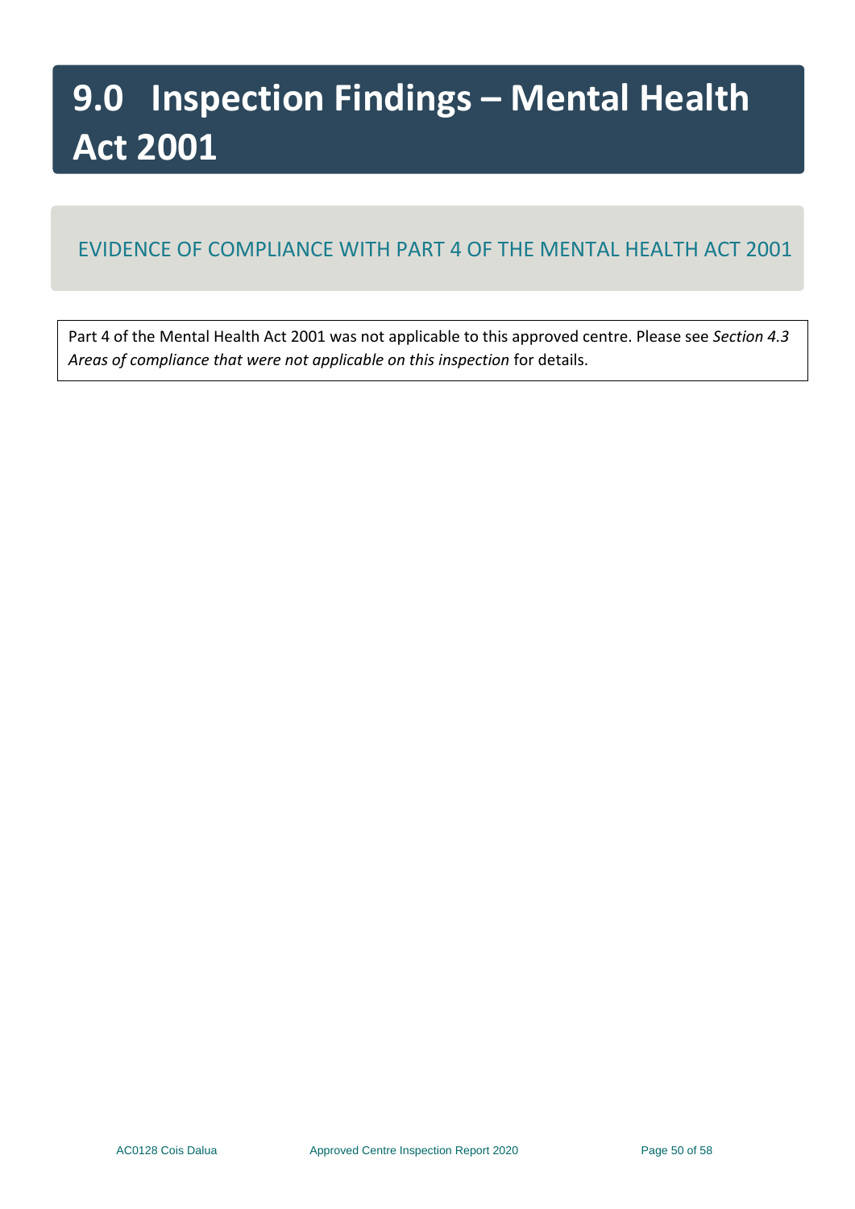# 9.0 Inspection Findings – Mental Health Act 2001

## EVIDENCE OF COMPLIANCE WITH PART 4 OF THE MENTAL HEALTH ACT 2001

Part 4 of the Mental Health Act 2001 was not applicable to this approved centre. Please see *Section 4.3 Areas of compliance that were not applicable on this inspection* for details.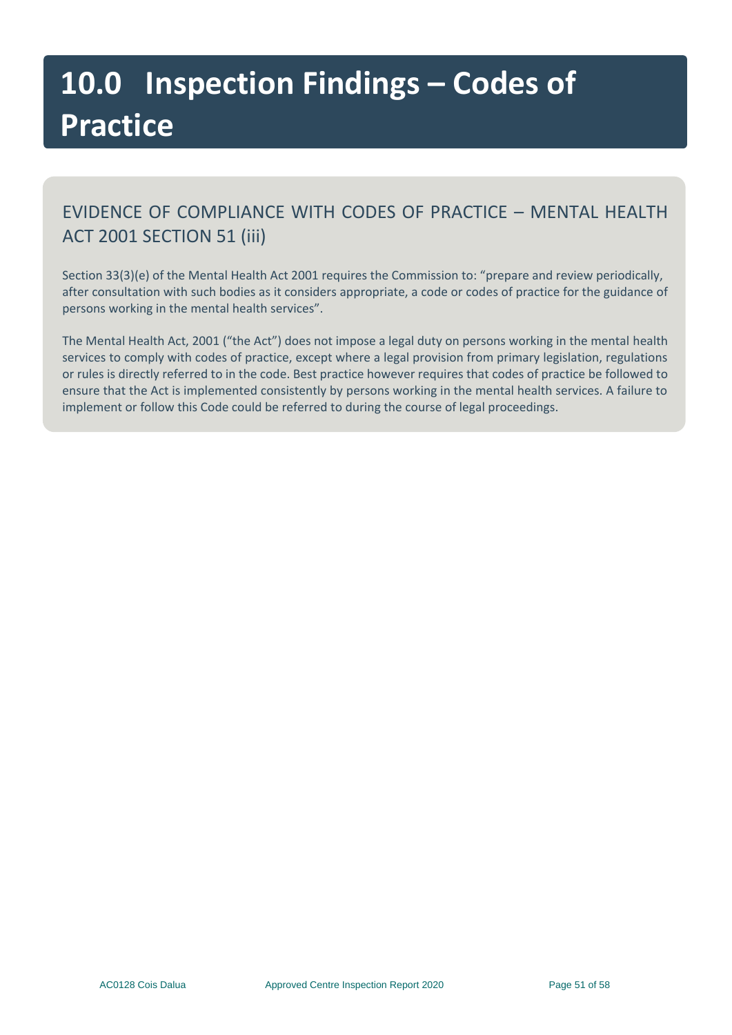# 10.0 Inspection Findings – Codes of Practice

## EVIDENCE OF COMPLIANCE WITH CODES OF PRACTICE – MENTAL HEALTH ACT 2001 SECTION 51 (iii)

Section 33(3)(e) of the Mental Health Act 2001 requires the Commission to: "prepare and review periodically, after consultation with such bodies as it considers appropriate, a code or codes of practice for the guidance of persons working in the mental health services".

The Mental Health Act, 2001 ("the Act") does not impose a legal duty on persons working in the mental health services to comply with codes of practice, except where a legal provision from primary legislation, regulations or rules is directly referred to in the code. Best practice however requires that codes of practice be followed to ensure that the Act is implemented consistently by persons working in the mental health services. A failure to implement or follow this Code could be referred to during the course of legal proceedings.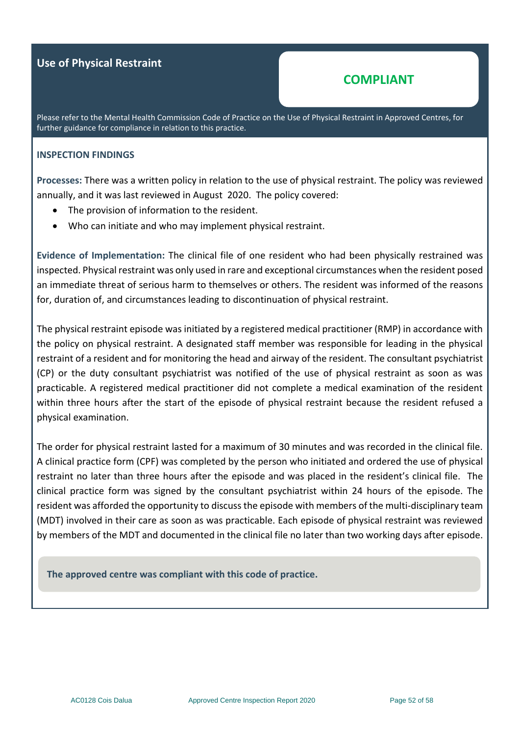## Use of Physical Restraint

**COMPLIANT**

Please refer to the Mental Health Commission Code of Practice on the Use of Physical Restraint in Approved Centres, for further guidance for compliance in relation to this practice.

### INSPECTION FINDINGS

**Processes:** There was a written policy in relation to the use of physical restraint. The policy was reviewed annually, and it was last reviewed in August 2020. The policy covered:

- The provision of information to the resident.
- Who can initiate and who may implement physical restraint.

**Evidence of Implementation:** The clinical file of one resident who had been physically restrained was inspected. Physical restraint was only used in rare and exceptional circumstances when the resident posed an immediate threat of serious harm to themselves or others. The resident was informed of the reasons for, duration of, and circumstances leading to discontinuation of physical restraint.

The physical restraint episode was initiated by a registered medical practitioner (RMP) in accordance with the policy on physical restraint. A designated staff member was responsible for leading in the physical restraint of a resident and for monitoring the head and airway of the resident. The consultant psychiatrist (CP) or the duty consultant psychiatrist was notified of the use of physical restraint as soon as was practicable. A registered medical practitioner did not complete a medical examination of the resident within three hours after the start of the episode of physical restraint because the resident refused a physical examination.

The order for physical restraint lasted for a maximum of 30 minutes and was recorded in the clinical file. A clinical practice form (CPF) was completed by the person who initiated and ordered the use of physical restraint no later than three hours after the episode and was placed in the resident's clinical file. The clinical practice form was signed by the consultant psychiatrist within 24 hours of the episode. The resident was afforded the opportunity to discuss the episode with members of the multi-disciplinary team (MDT) involved in their care as soon as was practicable. Each episode of physical restraint was reviewed by members of the MDT and documented in the clinical file no later than two working days after episode.

**The approved centre was compliant with this code of practice.**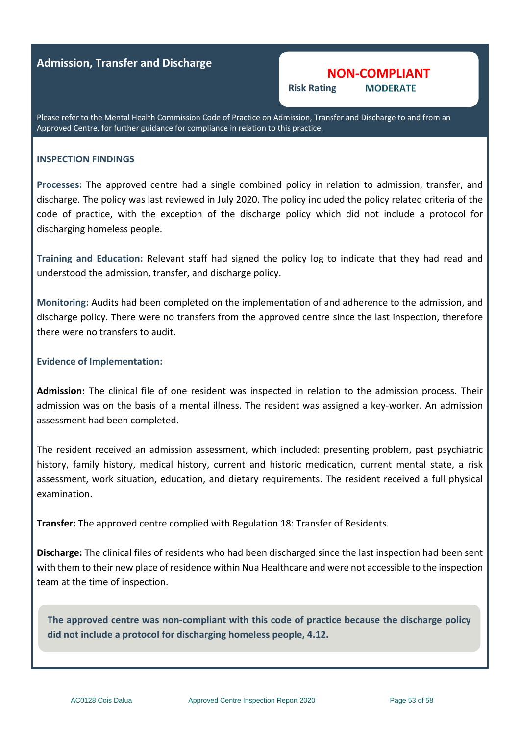## Admission, Transfer and Discharge

**NON-COMPLIANT**

**Risk Rating** **MODERATE**

Please refer to the Mental Health Commission Code of Practice on Admission, Transfer and Discharge to and from an Approved Centre, for further guidance for compliance in relation to this practice.

### INSPECTION FINDINGS

**Processes:** The approved centre had a single combined policy in relation to admission, transfer, and discharge. The policy was last reviewed in July 2020. The policy included the policy related criteria of the code of practice, with the exception of the discharge policy which did not include a protocol for discharging homeless people.

**Training and Education:** Relevant staff had signed the policy log to indicate that they had read and understood the admission, transfer, and discharge policy.

**Monitoring:** Audits had been completed on the implementation of and adherence to the admission, and discharge policy. There were no transfers from the approved centre since the last inspection, therefore there were no transfers to audit.

**Evidence of Implementation:**

**Admission:** The clinical file of one resident was inspected in relation to the admission process. Their admission was on the basis of a mental illness. The resident was assigned a key-worker. An admission assessment had been completed.

The resident received an admission assessment, which included: presenting problem, past psychiatric history, family history, medical history, current and historic medication, current mental state, a risk assessment, work situation, education, and dietary requirements. The resident received a full physical examination.

**Transfer:** The approved centre complied with Regulation 18: Transfer of Residents.

**Discharge:** The clinical files of residents who had been discharged since the last inspection had been sent with them to their new place of residence within Nua Healthcare and were not accessible to the inspection team at the time of inspection.

**The approved centre was non-compliant with this code of practice because the discharge policy did not include a protocol for discharging homeless people, 4.12.**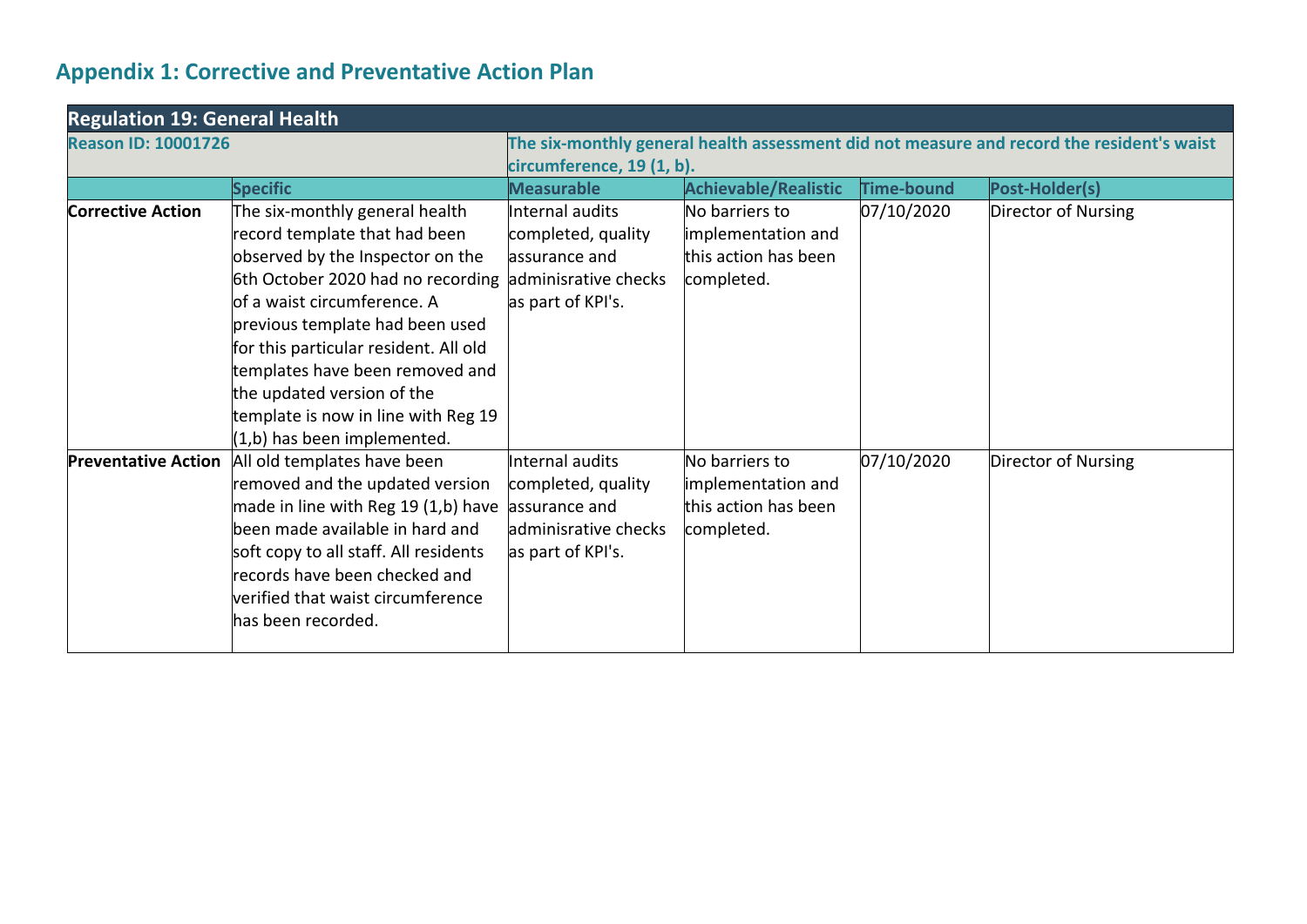## Appendix 1: Corrective and Preventative Action Plan

| Regulation 19: General Health | | | | | |
|---|---|---|---|---|---|
| **Reason ID: 10001726** | | **The six-monthly general health assessment did not measure and record the resident's waist circumference, 19 (1, b).** | | | |
| | **Specific** | **Measurable** | **Achievable/Realistic** | **Time-bound** | **Post-Holder(s)** |
| **Corrective Action** | The six-monthly general health record template that had been observed by the Inspector on the 6th October 2020 had no recording of a waist circumference. A previous template had been used for this particular resident. All old templates have been removed and the updated version of the template is now in line with Reg 19 (1,b) has been implemented. | Internal audits completed, quality assurance and adminisrative checks as part of KPI's. | No barriers to implementation and this action has been completed. | 07/10/2020 | Director of Nursing |
| **Preventative Action** | All old templates have been removed and the updated version made in line with Reg 19 (1,b) have been made available in hard and soft copy to all staff. All residents records have been checked and verified that waist circumference has been recorded. | Internal audits completed, quality assurance and adminisrative checks as part of KPI's. | No barriers to implementation and this action has been completed. | 07/10/2020 | Director of Nursing |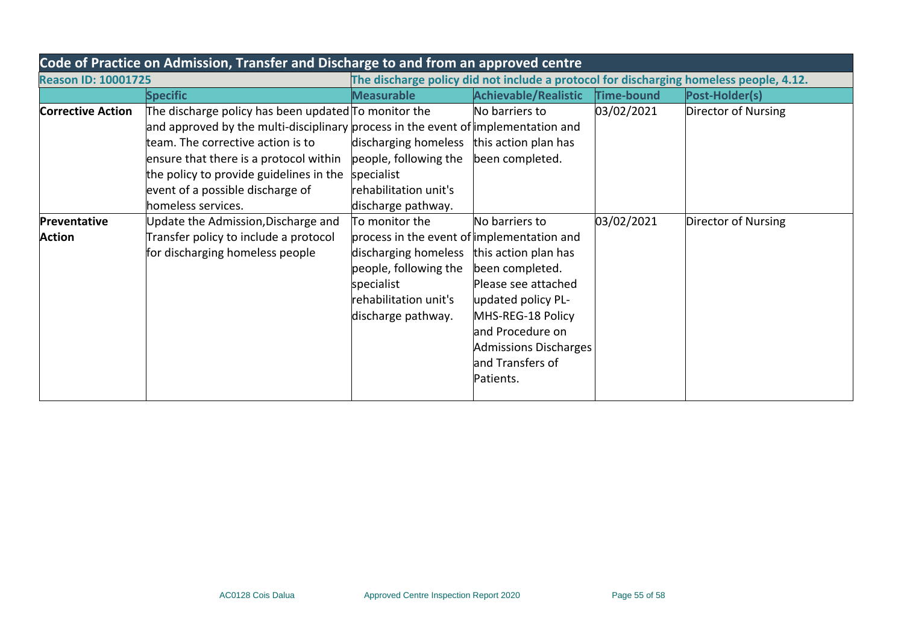| Code of Practice on Admission, Transfer and Discharge to and from an approved centre | | | | | |
|---|---|---|---|---|---|
| **Reason ID: 10001725** | | **The discharge policy did not include a protocol for discharging homeless people, 4.12.** | | | |
| | **Specific** | **Measurable** | **Achievable/Realistic** | **Time-bound** | **Post-Holder(s)** |
| **Corrective Action** | The discharge policy has been updated and approved by the multi-disciplinary team. The corrective action is to ensure that there is a protocol within the policy to provide guidelines in the event of a possible discharge of homeless services. | To monitor the process in the event of discharging homeless people, following the specialist rehabilitation unit's discharge pathway. | No barriers to implementation and this action plan has been completed. | 03/02/2021 | Director of Nursing |
| **Preventative Action** | Update the Admission,Discharge and Transfer policy to include a protocol for discharging homeless people | To monitor the process in the event of discharging homeless people, following the specialist rehabilitation unit's discharge pathway. | No barriers to implementation and this action plan has been completed. Please see attached updated policy PL-MHS-REG-18 Policy and Procedure on Admissions Discharges and Transfers of Patients. | 03/02/2021 | Director of Nursing |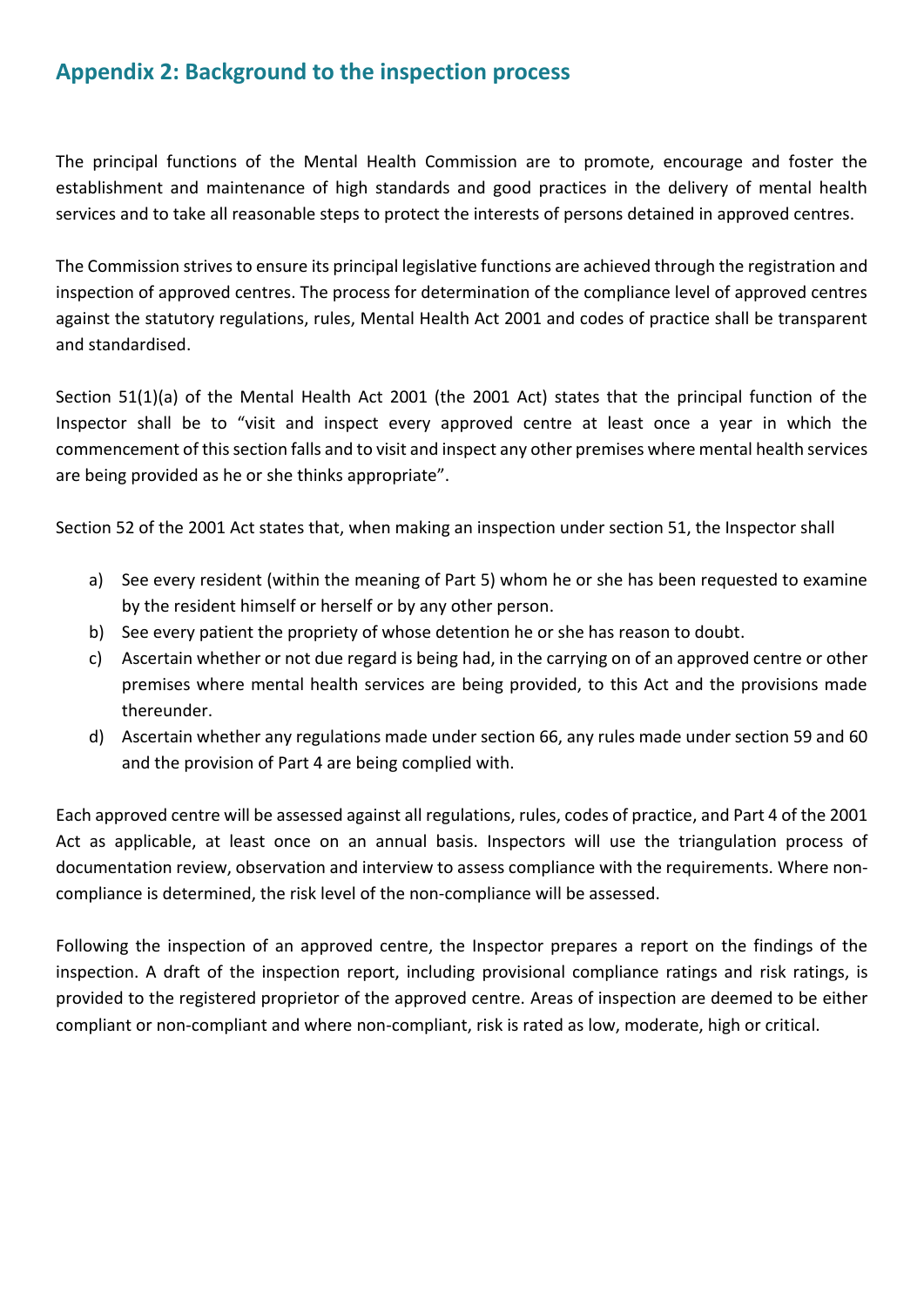## Appendix 2: Background to the inspection process

The principal functions of the Mental Health Commission are to promote, encourage and foster the establishment and maintenance of high standards and good practices in the delivery of mental health services and to take all reasonable steps to protect the interests of persons detained in approved centres.

The Commission strives to ensure its principal legislative functions are achieved through the registration and inspection of approved centres. The process for determination of the compliance level of approved centres against the statutory regulations, rules, Mental Health Act 2001 and codes of practice shall be transparent and standardised.

Section 51(1)(a) of the Mental Health Act 2001 (the 2001 Act) states that the principal function of the Inspector shall be to "visit and inspect every approved centre at least once a year in which the commencement of this section falls and to visit and inspect any other premises where mental health services are being provided as he or she thinks appropriate".

Section 52 of the 2001 Act states that, when making an inspection under section 51, the Inspector shall

a) See every resident (within the meaning of Part 5) whom he or she has been requested to examine by the resident himself or herself or by any other person.
b) See every patient the propriety of whose detention he or she has reason to doubt.
c) Ascertain whether or not due regard is being had, in the carrying on of an approved centre or other premises where mental health services are being provided, to this Act and the provisions made thereunder.
d) Ascertain whether any regulations made under section 66, any rules made under section 59 and 60 and the provision of Part 4 are being complied with.

Each approved centre will be assessed against all regulations, rules, codes of practice, and Part 4 of the 2001 Act as applicable, at least once on an annual basis. Inspectors will use the triangulation process of documentation review, observation and interview to assess compliance with the requirements. Where non-compliance is determined, the risk level of the non-compliance will be assessed.

Following the inspection of an approved centre, the Inspector prepares a report on the findings of the inspection. A draft of the inspection report, including provisional compliance ratings and risk ratings, is provided to the registered proprietor of the approved centre. Areas of inspection are deemed to be either compliant or non-compliant and where non-compliant, risk is rated as low, moderate, high or critical.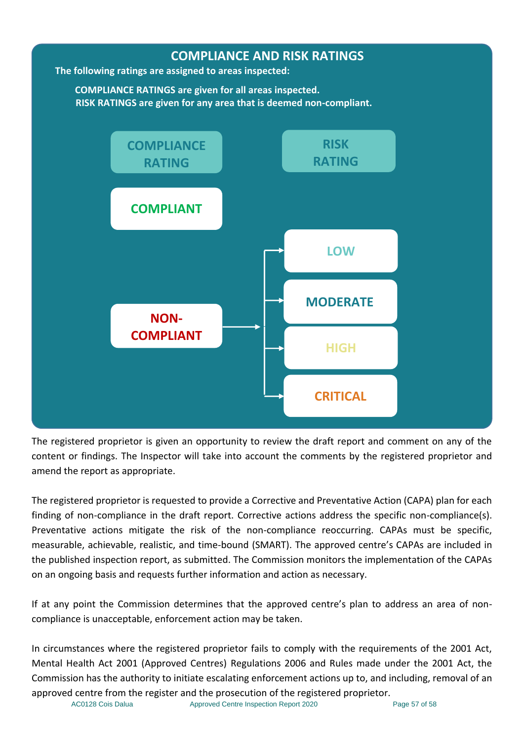## COMPLIANCE AND RISK RATINGS

**The following ratings are assigned to areas inspected:**

**COMPLIANCE RATINGS are given for all areas inspected.**
**RISK RATINGS are given for any area that is deemed non-compliant.**

COMPLIANCE RATING

RISK RATING

COMPLIANT

NON-COMPLIANT

LOW

MODERATE

HIGH

CRITICAL

The registered proprietor is given an opportunity to review the draft report and comment on any of the content or findings. The Inspector will take into account the comments by the registered proprietor and amend the report as appropriate.

The registered proprietor is requested to provide a Corrective and Preventative Action (CAPA) plan for each finding of non-compliance in the draft report. Corrective actions address the specific non-compliance(s). Preventative actions mitigate the risk of the non-compliance reoccurring. CAPAs must be specific, measurable, achievable, realistic, and time-bound (SMART). The approved centre's CAPAs are included in the published inspection report, as submitted. The Commission monitors the implementation of the CAPAs on an ongoing basis and requests further information and action as necessary.

If at any point the Commission determines that the approved centre's plan to address an area of non-compliance is unacceptable, enforcement action may be taken.

In circumstances where the registered proprietor fails to comply with the requirements of the 2001 Act, Mental Health Act 2001 (Approved Centres) Regulations 2006 and Rules made under the 2001 Act, the Commission has the authority to initiate escalating enforcement actions up to, and including, removal of an approved centre from the register and the prosecution of the registered proprietor.